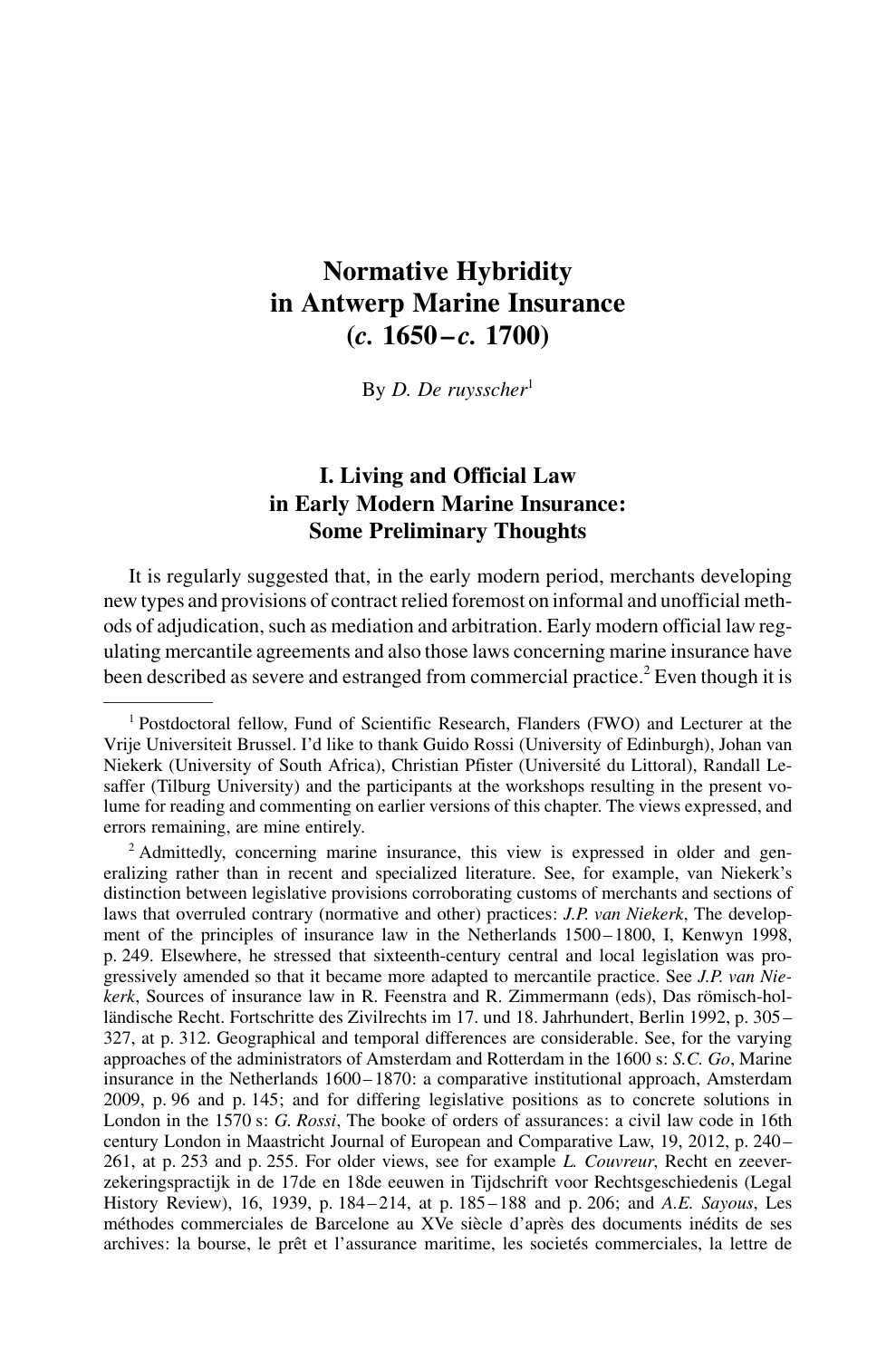# Normative Hybridity in Antwerp Marine Insurance (*c.* 1650 – *c.* 1700)

By *D. De ruysscher*[1]

## I. Living and Official Law in Early Modern Marine Insurance: Some Preliminary Thoughts

It is regularly suggested that, in the early modern period, merchants developing new types and provisions of contract relied foremost on informal and unofficial methods of adjudication, such as mediation and arbitration. Early modern official law regulating mercantile agreements and also those laws concerning marine insurance have been described as severe and estranged from commercial practice.[2] Even though it is

---

[1] Postdoctoral fellow, Fund of Scientific Research, Flanders (FWO) and Lecturer at the Vrije Universiteit Brussel. I'd like to thank Guido Rossi (University of Edinburgh), Johan van Niekerk (University of South Africa), Christian Pfister (Université du Littoral), Randall Lesaffer (Tilburg University) and the participants at the workshops resulting in the present volume for reading and commenting on earlier versions of this chapter. The views expressed, and errors remaining, are mine entirely.

[2] Admittedly, concerning marine insurance, this view is expressed in older and generalizing rather than in recent and specialized literature. See, for example, van Niekerk's distinction between legislative provisions corroborating customs of merchants and sections of laws that overruled contrary (normative and other) practices: *J.P. van Niekerk*, The development of the principles of insurance law in the Netherlands 1500 – 1800, I, Kenwyn 1998, p. 249. Elsewhere, he stressed that sixteenth-century central and local legislation was progressively amended so that it became more adapted to mercantile practice. See *J.P. van Niekerk*, Sources of insurance law in R. Feenstra and R. Zimmermann (eds), Das römisch-holländische Recht. Fortschritte des Zivilrechts im 17. und 18. Jahrhundert, Berlin 1992, p. 305 – 327, at p. 312. Geographical and temporal differences are considerable. See, for the varying approaches of the administrators of Amsterdam and Rotterdam in the 1600 s: *S.C. Go*, Marine insurance in the Netherlands 1600 – 1870: a comparative institutional approach, Amsterdam 2009, p. 96 and p. 145; and for differing legislative positions as to concrete solutions in London in the 1570 s: *G. Rossi*, The booke of orders of assurances: a civil law code in 16th century London in Maastricht Journal of European and Comparative Law, 19, 2012, p. 240 – 261, at p. 253 and p. 255. For older views, see for example *L. Couvreur*, Recht en zeeverzekeringspractijk in de 17de en 18de eeuwen in Tijdschrift voor Rechtsgeschiedenis (Legal History Review), 16, 1939, p. 184 – 214, at p. 185 – 188 and p. 206; and *A.E. Sayous*, Les méthodes commerciales de Barcelone au XVe siècle d'après des documents inédits de ses archives: la bourse, le prêt et l'assurance maritime, les societés commerciales, la lettre de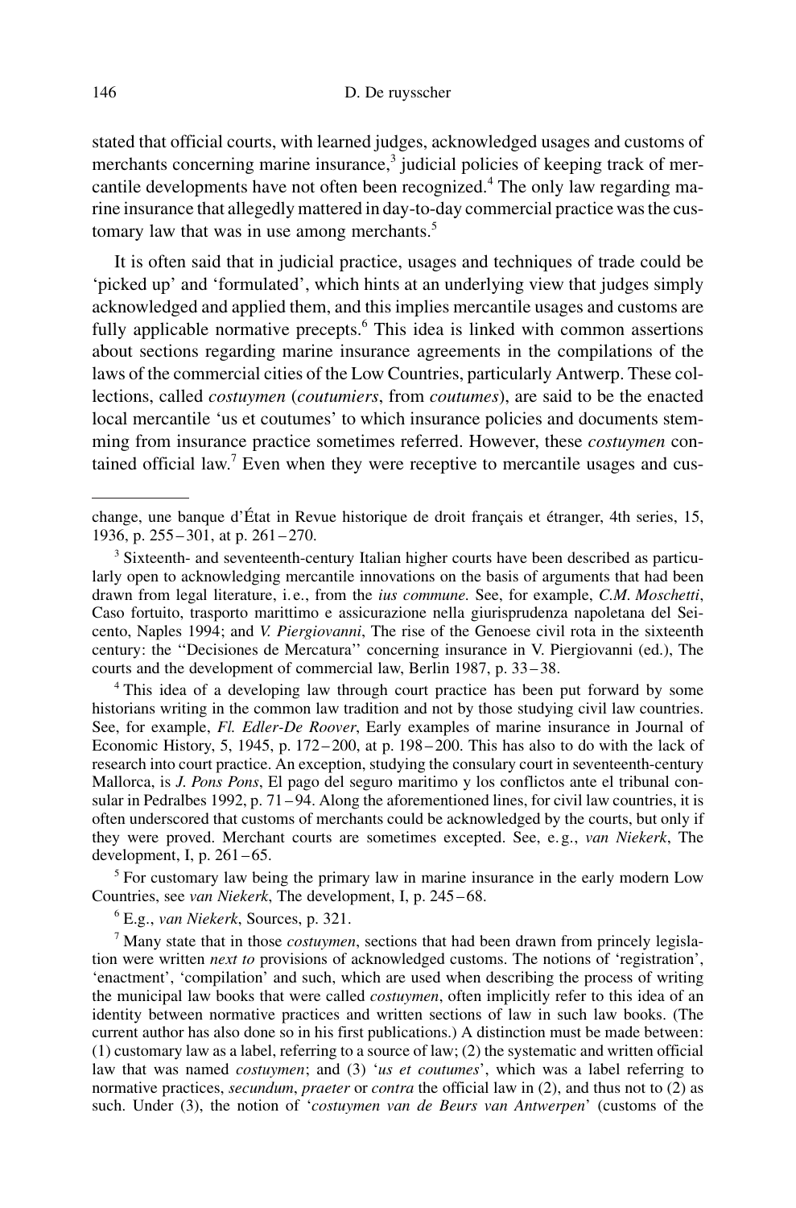stated that official courts, with learned judges, acknowledged usages and customs of merchants concerning marine insurance,[3] judicial policies of keeping track of mercantile developments have not often been recognized.[4] The only law regarding marine insurance that allegedly mattered in day-to-day commercial practice was the customary law that was in use among merchants.[5]

It is often said that in judicial practice, usages and techniques of trade could be 'picked up' and 'formulated', which hints at an underlying view that judges simply acknowledged and applied them, and this implies mercantile usages and customs are fully applicable normative precepts.[6] This idea is linked with common assertions about sections regarding marine insurance agreements in the compilations of the laws of the commercial cities of the Low Countries, particularly Antwerp. These collections, called *costuymen* (*coutumiers*, from *coutumes*), are said to be the enacted local mercantile 'us et coutumes' to which insurance policies and documents stemming from insurance practice sometimes referred. However, these *costuymen* contained official law.[7] Even when they were receptive to mercantile usages and cus-

---

change, une banque d'État in Revue historique de droit français et étranger, 4th series, 15, 1936, p. 255–301, at p. 261–270.

[3] Sixteenth- and seventeenth-century Italian higher courts have been described as particularly open to acknowledging mercantile innovations on the basis of arguments that had been drawn from legal literature, i.e., from the *ius commune.* See, for example, *C.M. Moschetti*, Caso fortuito, trasporto marittimo e assicurazione nella giurisprudenza napoletana del Seicento, Naples 1994; and *V. Piergiovanni*, The rise of the Genoese civil rota in the sixteenth century: the "Decisiones de Mercatura" concerning insurance in V. Piergiovanni (ed.), The courts and the development of commercial law, Berlin 1987, p. 33–38.

[4] This idea of a developing law through court practice has been put forward by some historians writing in the common law tradition and not by those studying civil law countries. See, for example, *Fl. Edler-De Roover*, Early examples of marine insurance in Journal of Economic History, 5, 1945, p. 172–200, at p. 198–200. This has also to do with the lack of research into court practice. An exception, studying the consulary court in seventeenth-century Mallorca, is *J. Pons Pons*, El pago del seguro maritimo y los conflictos ante el tribunal consular in Pedralbes 1992, p. 71–94. Along the aforementioned lines, for civil law countries, it is often underscored that customs of merchants could be acknowledged by the courts, but only if they were proved. Merchant courts are sometimes excepted. See, e.g., *van Niekerk*, The development, I, p. 261–65.

[5] For customary law being the primary law in marine insurance in the early modern Low Countries, see *van Niekerk*, The development, I, p. 245–68.

[6] E.g., *van Niekerk*, Sources, p. 321.

[7] Many state that in those *costuymen*, sections that had been drawn from princely legislation were written *next to* provisions of acknowledged customs. The notions of 'registration', 'enactment', 'compilation' and such, which are used when describing the process of writing the municipal law books that were called *costuymen*, often implicitly refer to this idea of an identity between normative practices and written sections of law in such law books. (The current author has also done so in his first publications.) A distinction must be made between: (1) customary law as a label, referring to a source of law; (2) the systematic and written official law that was named *costuymen*; and (3) '*us et coutumes*', which was a label referring to normative practices, *secundum*, *praeter* or *contra* the official law in (2), and thus not to (2) as such. Under (3), the notion of '*costuymen van de Beurs van Antwerpen*' (customs of the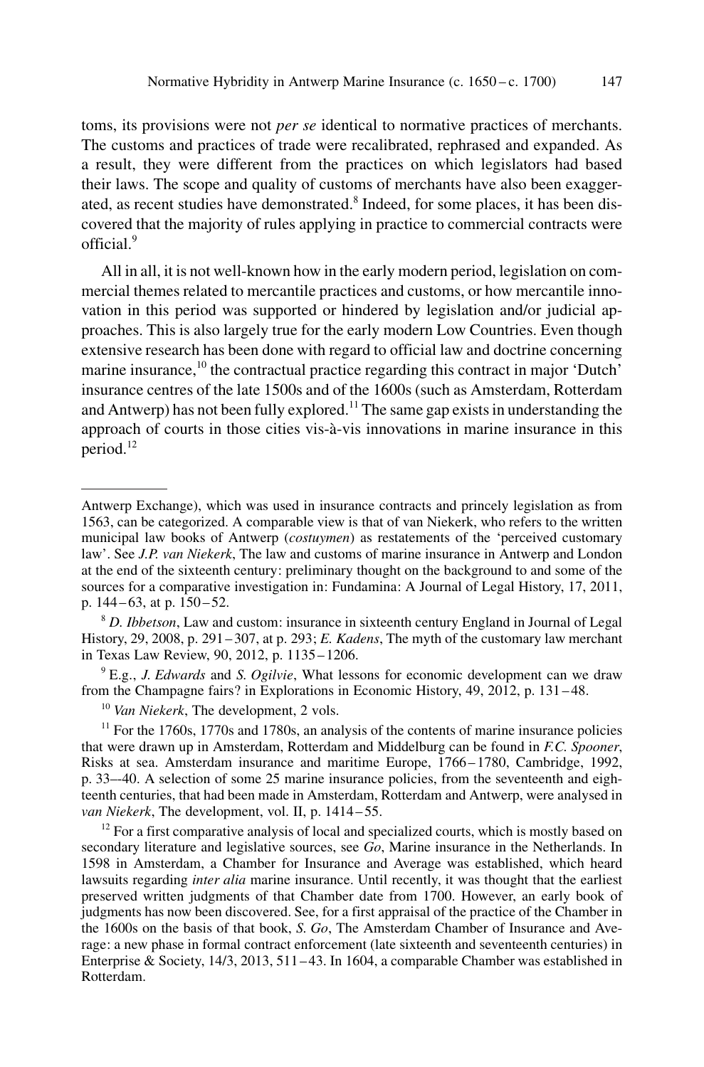toms, its provisions were not *per se* identical to normative practices of merchants. The customs and practices of trade were recalibrated, rephrased and expanded. As a result, they were different from the practices on which legislators had based their laws. The scope and quality of customs of merchants have also been exaggerated, as recent studies have demonstrated.[8] Indeed, for some places, it has been discovered that the majority of rules applying in practice to commercial contracts were official.[9]

All in all, it is not well-known how in the early modern period, legislation on commercial themes related to mercantile practices and customs, or how mercantile innovation in this period was supported or hindered by legislation and/or judicial approaches. This is also largely true for the early modern Low Countries. Even though extensive research has been done with regard to official law and doctrine concerning marine insurance,[10] the contractual practice regarding this contract in major 'Dutch' insurance centres of the late 1500s and of the 1600s (such as Amsterdam, Rotterdam and Antwerp) has not been fully explored.[11] The same gap exists in understanding the approach of courts in those cities vis-à-vis innovations in marine insurance in this period.[12]

---

Antwerp Exchange), which was used in insurance contracts and princely legislation as from 1563, can be categorized. A comparable view is that of van Niekerk, who refers to the written municipal law books of Antwerp (*costuymen*) as restatements of the 'perceived customary law'. See *J.P. van Niekerk*, The law and customs of marine insurance in Antwerp and London at the end of the sixteenth century: preliminary thought on the background to and some of the sources for a comparative investigation in: Fundamina: A Journal of Legal History, 17, 2011, p. 144–63, at p. 150–52.

[8] *D. Ibbetson*, Law and custom: insurance in sixteenth century England in Journal of Legal History, 29, 2008, p. 291–307, at p. 293; *E. Kadens*, The myth of the customary law merchant in Texas Law Review, 90, 2012, p. 1135–1206.

[9] E.g., *J. Edwards* and *S. Ogilvie*, What lessons for economic development can we draw from the Champagne fairs? in Explorations in Economic History, 49, 2012, p. 131–48.

[10] *Van Niekerk*, The development, 2 vols.

[11] For the 1760s, 1770s and 1780s, an analysis of the contents of marine insurance policies that were drawn up in Amsterdam, Rotterdam and Middelburg can be found in *F.C. Spooner*, Risks at sea. Amsterdam insurance and maritime Europe, 1766–1780, Cambridge, 1992, p. 33–40. A selection of some 25 marine insurance policies, from the seventeenth and eighteenth centuries, that had been made in Amsterdam, Rotterdam and Antwerp, were analysed in *van Niekerk*, The development, vol. II, p. 1414–55.

[12] For a first comparative analysis of local and specialized courts, which is mostly based on secondary literature and legislative sources, see *Go*, Marine insurance in the Netherlands. In 1598 in Amsterdam, a Chamber for Insurance and Average was established, which heard lawsuits regarding *inter alia* marine insurance. Until recently, it was thought that the earliest preserved written judgments of that Chamber date from 1700. However, an early book of judgments has now been discovered. See, for a first appraisal of the practice of the Chamber in the 1600s on the basis of that book, *S. Go*, The Amsterdam Chamber of Insurance and Average: a new phase in formal contract enforcement (late sixteenth and seventeenth centuries) in Enterprise & Society, 14/3, 2013, 511–43. In 1604, a comparable Chamber was established in Rotterdam.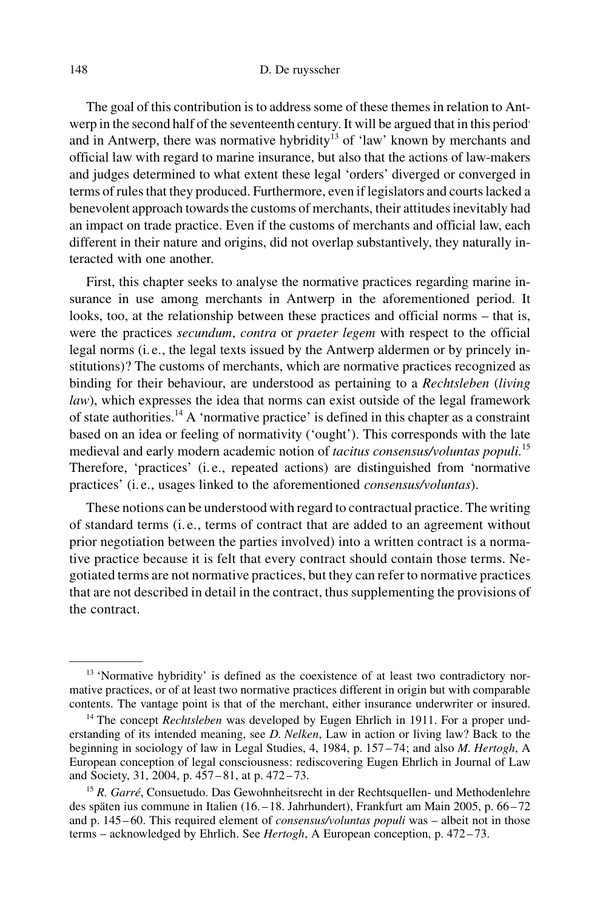The goal of this contribution is to address some of these themes in relation to Antwerp in the second half of the seventeenth century. It will be argued that in this period and in Antwerp, there was normative hybridity[13] of 'law' known by merchants and official law with regard to marine insurance, but also that the actions of law-makers and judges determined to what extent these legal 'orders' diverged or converged in terms of rules that they produced. Furthermore, even if legislators and courts lacked a benevolent approach towards the customs of merchants, their attitudes inevitably had an impact on trade practice. Even if the customs of merchants and official law, each different in their nature and origins, did not overlap substantively, they naturally interacted with one another.

First, this chapter seeks to analyse the normative practices regarding marine insurance in use among merchants in Antwerp in the aforementioned period. It looks, too, at the relationship between these practices and official norms – that is, were the practices *secundum*, *contra* or *praeter legem* with respect to the official legal norms (i. e., the legal texts issued by the Antwerp aldermen or by princely institutions)? The customs of merchants, which are normative practices recognized as binding for their behaviour, are understood as pertaining to a *Rechtsleben* (*living law*), which expresses the idea that norms can exist outside of the legal framework of state authorities.[14] A 'normative practice' is defined in this chapter as a constraint based on an idea or feeling of normativity ('ought'). This corresponds with the late medieval and early modern academic notion of *tacitus consensus/voluntas populi*.[15] Therefore, 'practices' (i. e., repeated actions) are distinguished from 'normative practices' (i. e., usages linked to the aforementioned *consensus/voluntas*).

These notions can be understood with regard to contractual practice. The writing of standard terms (i. e., terms of contract that are added to an agreement without prior negotiation between the parties involved) into a written contract is a normative practice because it is felt that every contract should contain those terms. Negotiated terms are not normative practices, but they can refer to normative practices that are not described in detail in the contract, thus supplementing the provisions of the contract.

---

[13] 'Normative hybridity' is defined as the coexistence of at least two contradictory normative practices, or of at least two normative practices different in origin but with comparable contents. The vantage point is that of the merchant, either insurance underwriter or insured.

[14] The concept *Rechtsleben* was developed by Eugen Ehrlich in 1911. For a proper understanding of its intended meaning, see *D. Nelken*, Law in action or living law? Back to the beginning in sociology of law in Legal Studies, 4, 1984, p. 157 – 74; and also *M. Hertogh*, A European conception of legal consciousness: rediscovering Eugen Ehrlich in Journal of Law and Society, 31, 2004, p. 457 – 81, at p. 472 – 73.

[15] *R. Garré*, Consuetudo. Das Gewohnheitsrecht in der Rechtsquellen- und Methodenlehre des späten ius commune in Italien (16. – 18. Jahrhundert), Frankfurt am Main 2005, p. 66 – 72 and p. 145 – 60. This required element of *consensus/voluntas populi* was – albeit not in those terms – acknowledged by Ehrlich. See *Hertogh*, A European conception, p. 472 – 73.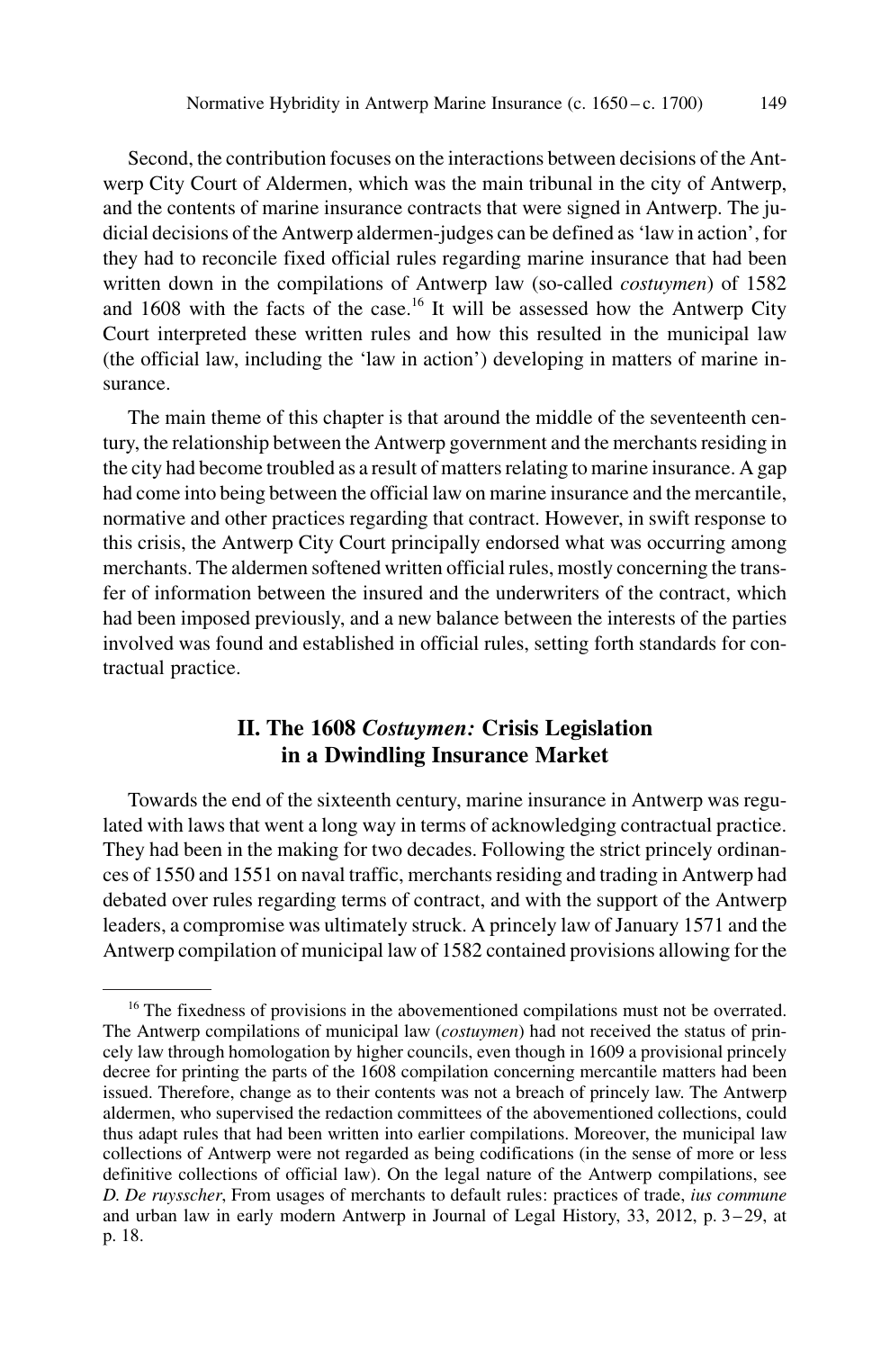Second, the contribution focuses on the interactions between decisions of the Antwerp City Court of Aldermen, which was the main tribunal in the city of Antwerp, and the contents of marine insurance contracts that were signed in Antwerp. The judicial decisions of the Antwerp aldermen-judges can be defined as 'law in action', for they had to reconcile fixed official rules regarding marine insurance that had been written down in the compilations of Antwerp law (so-called *costuymen*) of 1582 and 1608 with the facts of the case.[16] It will be assessed how the Antwerp City Court interpreted these written rules and how this resulted in the municipal law (the official law, including the 'law in action') developing in matters of marine insurance.

The main theme of this chapter is that around the middle of the seventeenth century, the relationship between the Antwerp government and the merchants residing in the city had become troubled as a result of matters relating to marine insurance. A gap had come into being between the official law on marine insurance and the mercantile, normative and other practices regarding that contract. However, in swift response to this crisis, the Antwerp City Court principally endorsed what was occurring among merchants. The aldermen softened written official rules, mostly concerning the transfer of information between the insured and the underwriters of the contract, which had been imposed previously, and a new balance between the interests of the parties involved was found and established in official rules, setting forth standards for contractual practice.

## II. The 1608 *Costuymen:* Crisis Legislation in a Dwindling Insurance Market

Towards the end of the sixteenth century, marine insurance in Antwerp was regulated with laws that went a long way in terms of acknowledging contractual practice. They had been in the making for two decades. Following the strict princely ordinances of 1550 and 1551 on naval traffic, merchants residing and trading in Antwerp had debated over rules regarding terms of contract, and with the support of the Antwerp leaders, a compromise was ultimately struck. A princely law of January 1571 and the Antwerp compilation of municipal law of 1582 contained provisions allowing for the

---

[16] The fixedness of provisions in the abovementioned compilations must not be overrated. The Antwerp compilations of municipal law (*costuymen*) had not received the status of princely law through homologation by higher councils, even though in 1609 a provisional princely decree for printing the parts of the 1608 compilation concerning mercantile matters had been issued. Therefore, change as to their contents was not a breach of princely law. The Antwerp aldermen, who supervised the redaction committees of the abovementioned collections, could thus adapt rules that had been written into earlier compilations. Moreover, the municipal law collections of Antwerp were not regarded as being codifications (in the sense of more or less definitive collections of official law). On the legal nature of the Antwerp compilations, see *D. De ruysscher*, From usages of merchants to default rules: practices of trade, *ius commune* and urban law in early modern Antwerp in Journal of Legal History, 33, 2012, p. 3–29, at p. 18.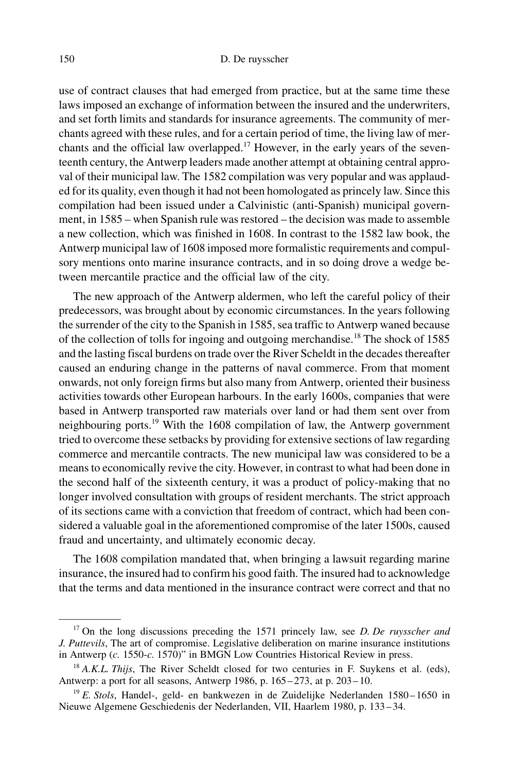use of contract clauses that had emerged from practice, but at the same time these laws imposed an exchange of information between the insured and the underwriters, and set forth limits and standards for insurance agreements. The community of merchants agreed with these rules, and for a certain period of time, the living law of merchants and the official law overlapped.[17] However, in the early years of the seventeenth century, the Antwerp leaders made another attempt at obtaining central approval of their municipal law. The 1582 compilation was very popular and was applauded for its quality, even though it had not been homologated as princely law. Since this compilation had been issued under a Calvinistic (anti-Spanish) municipal government, in 1585 – when Spanish rule was restored – the decision was made to assemble a new collection, which was finished in 1608. In contrast to the 1582 law book, the Antwerp municipal law of 1608 imposed more formalistic requirements and compulsory mentions onto marine insurance contracts, and in so doing drove a wedge between mercantile practice and the official law of the city.

The new approach of the Antwerp aldermen, who left the careful policy of their predecessors, was brought about by economic circumstances. In the years following the surrender of the city to the Spanish in 1585, sea traffic to Antwerp waned because of the collection of tolls for ingoing and outgoing merchandise.[18] The shock of 1585 and the lasting fiscal burdens on trade over the River Scheldt in the decades thereafter caused an enduring change in the patterns of naval commerce. From that moment onwards, not only foreign firms but also many from Antwerp, oriented their business activities towards other European harbours. In the early 1600s, companies that were based in Antwerp transported raw materials over land or had them sent over from neighbouring ports.[19] With the 1608 compilation of law, the Antwerp government tried to overcome these setbacks by providing for extensive sections of law regarding commerce and mercantile contracts. The new municipal law was considered to be a means to economically revive the city. However, in contrast to what had been done in the second half of the sixteenth century, it was a product of policy-making that no longer involved consultation with groups of resident merchants. The strict approach of its sections came with a conviction that freedom of contract, which had been considered a valuable goal in the aforementioned compromise of the later 1500s, caused fraud and uncertainty, and ultimately economic decay.

The 1608 compilation mandated that, when bringing a lawsuit regarding marine insurance, the insured had to confirm his good faith. The insured had to acknowledge that the terms and data mentioned in the insurance contract were correct and that no

---

[17] On the long discussions preceding the 1571 princely law, see *D. De ruysscher and J. Puttevils*, The art of compromise. Legislative deliberation on marine insurance institutions in Antwerp (*c.* 1550-*c.* 1570)" in BMGN Low Countries Historical Review in press.

[18] *A.K.L. Thijs*, The River Scheldt closed for two centuries in F. Suykens et al. (eds), Antwerp: a port for all seasons, Antwerp 1986, p. 165 – 273, at p. 203 – 10.

[19] *E. Stols*, Handel-, geld- en bankwezen in de Zuidelijke Nederlanden 1580 – 1650 in Nieuwe Algemene Geschiedenis der Nederlanden, VII, Haarlem 1980, p. 133 – 34.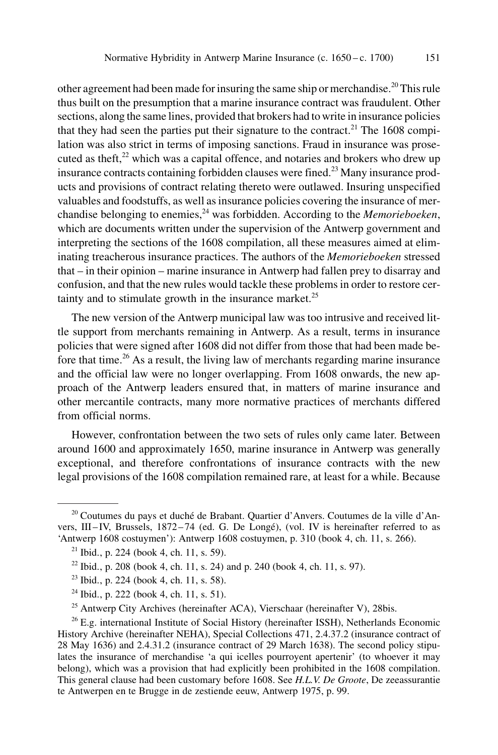other agreement had been made for insuring the same ship or merchandise.[20] This rule thus built on the presumption that a marine insurance contract was fraudulent. Other sections, along the same lines, provided that brokers had to write in insurance policies that they had seen the parties put their signature to the contract.[21] The 1608 compilation was also strict in terms of imposing sanctions. Fraud in insurance was prosecuted as theft,[22] which was a capital offence, and notaries and brokers who drew up insurance contracts containing forbidden clauses were fined.[23] Many insurance products and provisions of contract relating thereto were outlawed. Insuring unspecified valuables and foodstuffs, as well as insurance policies covering the insurance of merchandise belonging to enemies,[24] was forbidden. According to the *Memorieboeken*, which are documents written under the supervision of the Antwerp government and interpreting the sections of the 1608 compilation, all these measures aimed at eliminating treacherous insurance practices. The authors of the *Memorieboeken* stressed that – in their opinion – marine insurance in Antwerp had fallen prey to disarray and confusion, and that the new rules would tackle these problems in order to restore certainty and to stimulate growth in the insurance market.[25]

The new version of the Antwerp municipal law was too intrusive and received little support from merchants remaining in Antwerp. As a result, terms in insurance policies that were signed after 1608 did not differ from those that had been made before that time.[26] As a result, the living law of merchants regarding marine insurance and the official law were no longer overlapping. From 1608 onwards, the new approach of the Antwerp leaders ensured that, in matters of marine insurance and other mercantile contracts, many more normative practices of merchants differed from official norms.

However, confrontation between the two sets of rules only came later. Between around 1600 and approximately 1650, marine insurance in Antwerp was generally exceptional, and therefore confrontations of insurance contracts with the new legal provisions of the 1608 compilation remained rare, at least for a while. Because

---

[20] Coutumes du pays et duché de Brabant. Quartier d'Anvers. Coutumes de la ville d'Anvers, III–IV, Brussels, 1872–74 (ed. G. De Longé), (vol. IV is hereinafter referred to as 'Antwerp 1608 costuymen'): Antwerp 1608 costuymen, p. 310 (book 4, ch. 11, s. 266).

[21] Ibid., p. 224 (book 4, ch. 11, s. 59).

[22] Ibid., p. 208 (book 4, ch. 11, s. 24) and p. 240 (book 4, ch. 11, s. 97).

[23] Ibid., p. 224 (book 4, ch. 11, s. 58).

[24] Ibid., p. 222 (book 4, ch. 11, s. 51).

[25] Antwerp City Archives (hereinafter ACA), Vierschaar (hereinafter V), 28bis.

[26] E.g. international Institute of Social History (hereinafter ISSH), Netherlands Economic History Archive (hereinafter NEHA), Special Collections 471, 2.4.37.2 (insurance contract of 28 May 1636) and 2.4.31.2 (insurance contract of 29 March 1638). The second policy stipulates the insurance of merchandise 'a qui icelles pourroyent apertenir' (to whoever it may belong), which was a provision that had explicitly been prohibited in the 1608 compilation. This general clause had been customary before 1608. See *H.L.V. De Groote*, De zeeassurantie te Antwerpen en te Brugge in de zestiende eeuw, Antwerp 1975, p. 99.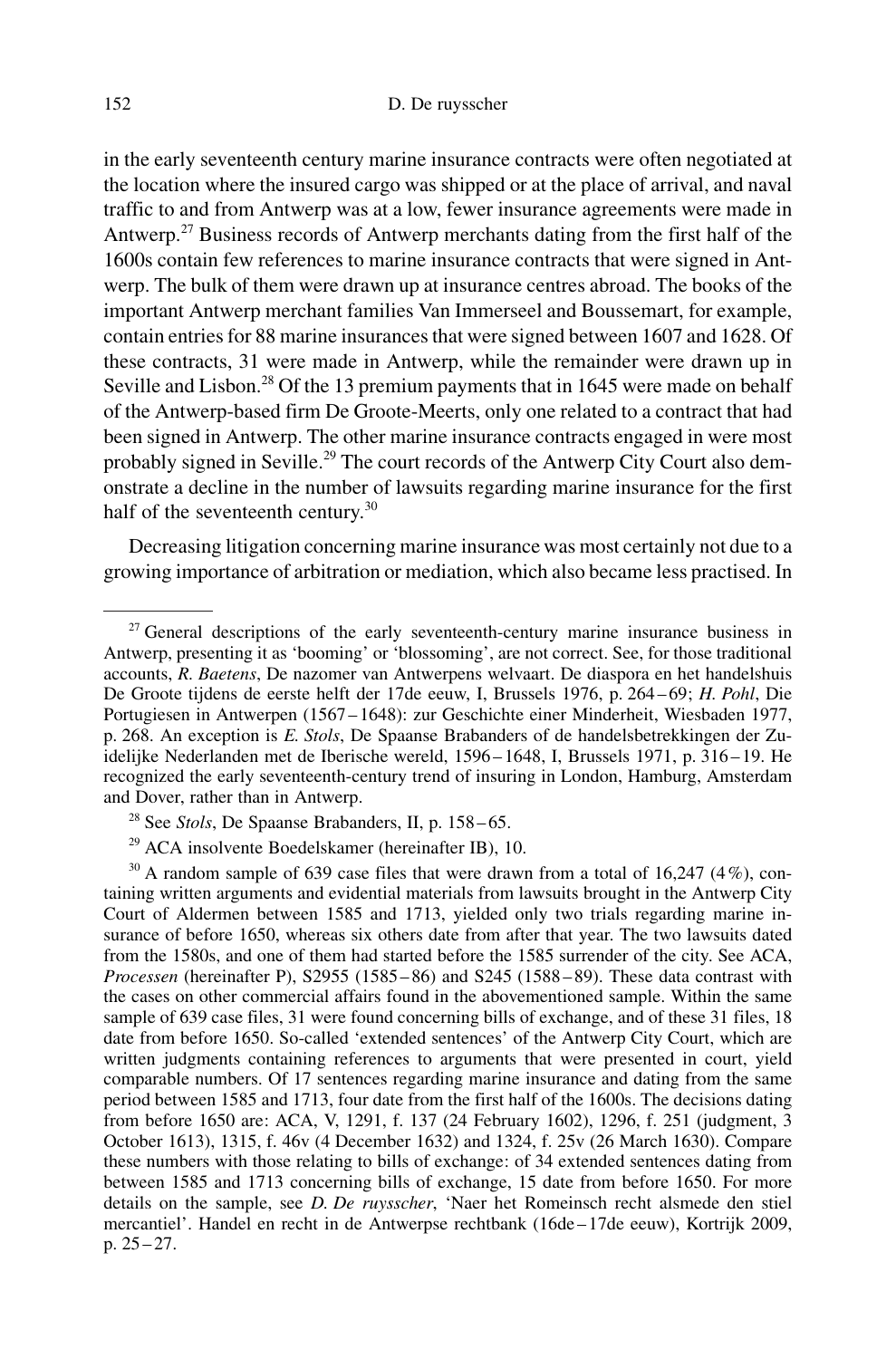in the early seventeenth century marine insurance contracts were often negotiated at the location where the insured cargo was shipped or at the place of arrival, and naval traffic to and from Antwerp was at a low, fewer insurance agreements were made in Antwerp.[27] Business records of Antwerp merchants dating from the first half of the 1600s contain few references to marine insurance contracts that were signed in Antwerp. The bulk of them were drawn up at insurance centres abroad. The books of the important Antwerp merchant families Van Immerseel and Boussemart, for example, contain entries for 88 marine insurances that were signed between 1607 and 1628. Of these contracts, 31 were made in Antwerp, while the remainder were drawn up in Seville and Lisbon.[28] Of the 13 premium payments that in 1645 were made on behalf of the Antwerp-based firm De Groote-Meerts, only one related to a contract that had been signed in Antwerp. The other marine insurance contracts engaged in were most probably signed in Seville.[29] The court records of the Antwerp City Court also demonstrate a decline in the number of lawsuits regarding marine insurance for the first half of the seventeenth century.[30]

Decreasing litigation concerning marine insurance was most certainly not due to a growing importance of arbitration or mediation, which also became less practised. In

---

[27] General descriptions of the early seventeenth-century marine insurance business in Antwerp, presenting it as 'booming' or 'blossoming', are not correct. See, for those traditional accounts, *R. Baetens*, De nazomer van Antwerpens welvaart. De diaspora en het handelshuis De Groote tijdens de eerste helft der 17de eeuw, I, Brussels 1976, p. 264 – 69; *H. Pohl*, Die Portugiesen in Antwerpen (1567 – 1648): zur Geschichte einer Minderheit, Wiesbaden 1977, p. 268. An exception is *E. Stols*, De Spaanse Brabanders of de handelsbetrekkingen der Zuidelijke Nederlanden met de Iberische wereld, 1596 – 1648, I, Brussels 1971, p. 316 – 19. He recognized the early seventeenth-century trend of insuring in London, Hamburg, Amsterdam and Dover, rather than in Antwerp.

[28] See *Stols*, De Spaanse Brabanders, II, p. 158 – 65.

[29] ACA insolvente Boedelskamer (hereinafter IB), 10.

[30] A random sample of 639 case files that were drawn from a total of 16,247 (4 %), containing written arguments and evidential materials from lawsuits brought in the Antwerp City Court of Aldermen between 1585 and 1713, yielded only two trials regarding marine insurance of before 1650, whereas six others date from after that year. The two lawsuits dated from the 1580s, and one of them had started before the 1585 surrender of the city. See ACA, *Processen* (hereinafter P), S2955 (1585 – 86) and S245 (1588 – 89). These data contrast with the cases on other commercial affairs found in the abovementioned sample. Within the same sample of 639 case files, 31 were found concerning bills of exchange, and of these 31 files, 18 date from before 1650. So-called 'extended sentences' of the Antwerp City Court, which are written judgments containing references to arguments that were presented in court, yield comparable numbers. Of 17 sentences regarding marine insurance and dating from the same period between 1585 and 1713, four date from the first half of the 1600s. The decisions dating from before 1650 are: ACA, V, 1291, f. 137 (24 February 1602), 1296, f. 251 (judgment, 3 October 1613), 1315, f. 46v (4 December 1632) and 1324, f. 25v (26 March 1630). Compare these numbers with those relating to bills of exchange: of 34 extended sentences dating from between 1585 and 1713 concerning bills of exchange, 15 date from before 1650. For more details on the sample, see *D. De ruysscher*, 'Naer het Romeinsch recht alsmede den stiel mercantiel'. Handel en recht in de Antwerpse rechtbank (16de – 17de eeuw), Kortrijk 2009, p. 25 – 27.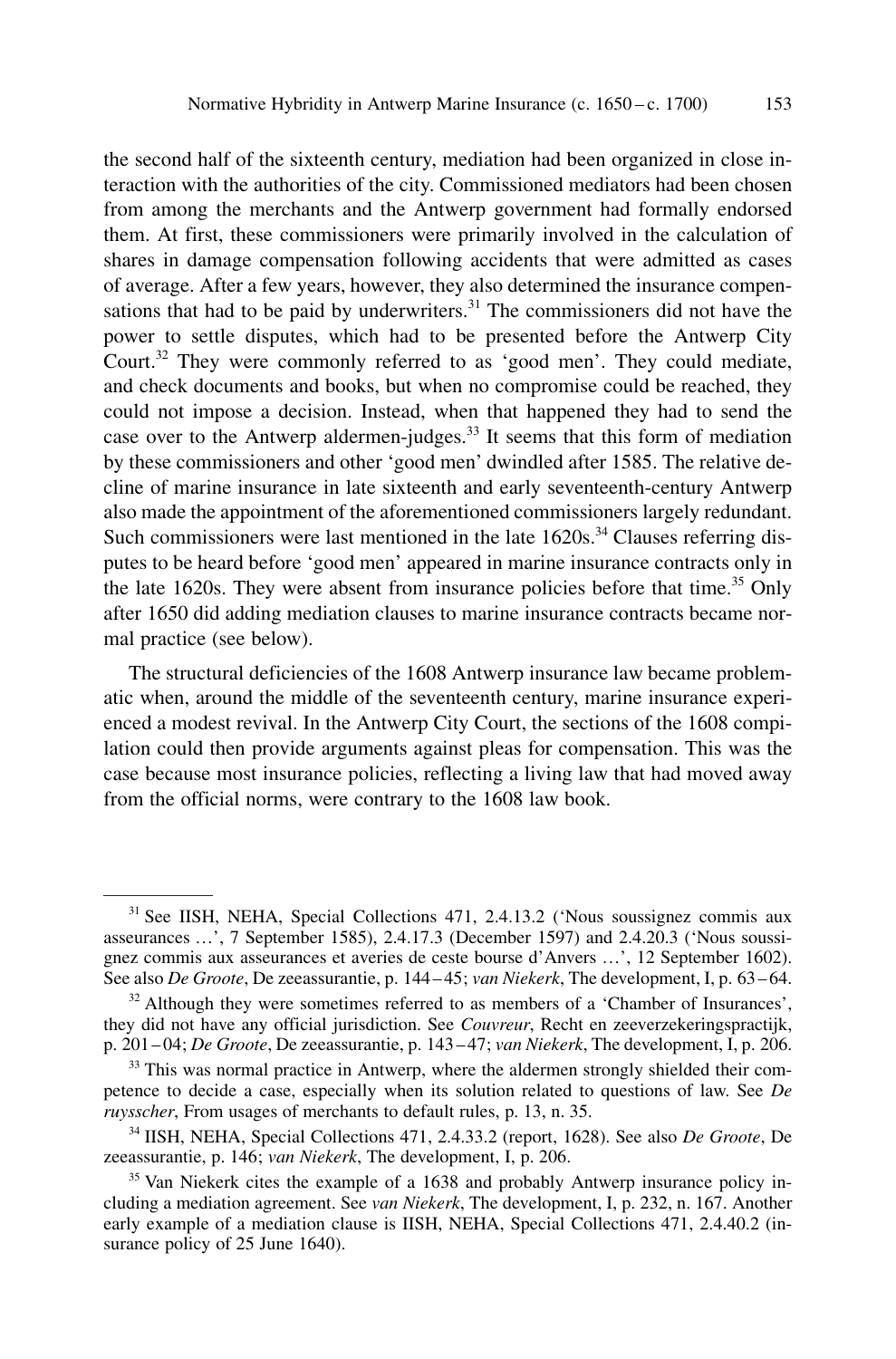the second half of the sixteenth century, mediation had been organized in close interaction with the authorities of the city. Commissioned mediators had been chosen from among the merchants and the Antwerp government had formally endorsed them. At first, these commissioners were primarily involved in the calculation of shares in damage compensation following accidents that were admitted as cases of average. After a few years, however, they also determined the insurance compensations that had to be paid by underwriters.[31] The commissioners did not have the power to settle disputes, which had to be presented before the Antwerp City Court.[32] They were commonly referred to as 'good men'. They could mediate, and check documents and books, but when no compromise could be reached, they could not impose a decision. Instead, when that happened they had to send the case over to the Antwerp aldermen-judges.[33] It seems that this form of mediation by these commissioners and other 'good men' dwindled after 1585. The relative decline of marine insurance in late sixteenth and early seventeenth-century Antwerp also made the appointment of the aforementioned commissioners largely redundant. Such commissioners were last mentioned in the late 1620s.[34] Clauses referring disputes to be heard before 'good men' appeared in marine insurance contracts only in the late 1620s. They were absent from insurance policies before that time.[35] Only after 1650 did adding mediation clauses to marine insurance contracts became normal practice (see below).

The structural deficiencies of the 1608 Antwerp insurance law became problematic when, around the middle of the seventeenth century, marine insurance experienced a modest revival. In the Antwerp City Court, the sections of the 1608 compilation could then provide arguments against pleas for compensation. This was the case because most insurance policies, reflecting a living law that had moved away from the official norms, were contrary to the 1608 law book.

---

[31] See IISH, NEHA, Special Collections 471, 2.4.13.2 ('Nous soussignez commis aux asseurances …', 7 September 1585), 2.4.17.3 (December 1597) and 2.4.20.3 ('Nous soussignez commis aux asseurances et averies de ceste bourse d'Anvers …', 12 September 1602). See also *De Groote*, De zeeassurantie, p. 144 – 45; *van Niekerk*, The development, I, p. 63 – 64.

[32] Although they were sometimes referred to as members of a 'Chamber of Insurances', they did not have any official jurisdiction. See *Couvreur*, Recht en zeeverzekeringspractijk, p. 201 – 04; *De Groote*, De zeeassurantie, p. 143 – 47; *van Niekerk*, The development, I, p. 206.

[33] This was normal practice in Antwerp, where the aldermen strongly shielded their competence to decide a case, especially when its solution related to questions of law. See *De ruysscher*, From usages of merchants to default rules, p. 13, n. 35.

[34] IISH, NEHA, Special Collections 471, 2.4.33.2 (report, 1628). See also *De Groote*, De zeeassurantie, p. 146; *van Niekerk*, The development, I, p. 206.

[35] Van Niekerk cites the example of a 1638 and probably Antwerp insurance policy including a mediation agreement. See *van Niekerk*, The development, I, p. 232, n. 167. Another early example of a mediation clause is IISH, NEHA, Special Collections 471, 2.4.40.2 (insurance policy of 25 June 1640).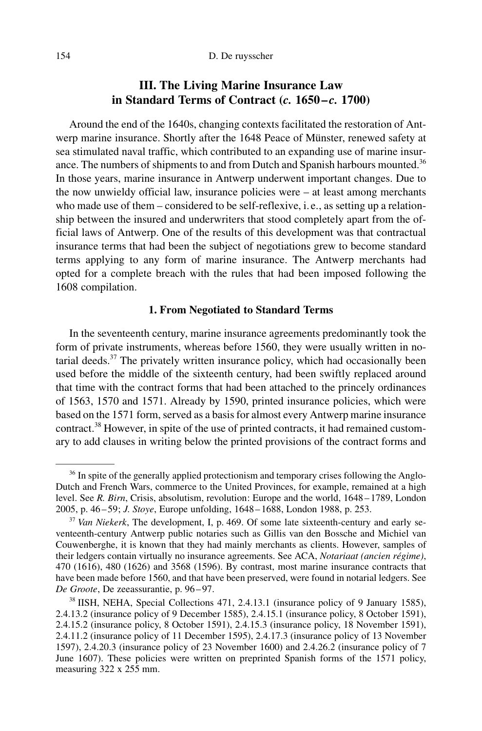## III. The Living Marine Insurance Law in Standard Terms of Contract (*c.* 1650 – *c.* 1700)

Around the end of the 1640s, changing contexts facilitated the restoration of Antwerp marine insurance. Shortly after the 1648 Peace of Münster, renewed safety at sea stimulated naval traffic, which contributed to an expanding use of marine insurance. The numbers of shipments to and from Dutch and Spanish harbours mounted.[36] In those years, marine insurance in Antwerp underwent important changes. Due to the now unwieldy official law, insurance policies were – at least among merchants who made use of them – considered to be self-reflexive, i. e., as setting up a relationship between the insured and underwriters that stood completely apart from the official laws of Antwerp. One of the results of this development was that contractual insurance terms that had been the subject of negotiations grew to become standard terms applying to any form of marine insurance. The Antwerp merchants had opted for a complete breach with the rules that had been imposed following the 1608 compilation.

### 1. From Negotiated to Standard Terms

In the seventeenth century, marine insurance agreements predominantly took the form of private instruments, whereas before 1560, they were usually written in notarial deeds.[37] The privately written insurance policy, which had occasionally been used before the middle of the sixteenth century, had been swiftly replaced around that time with the contract forms that had been attached to the princely ordinances of 1563, 1570 and 1571. Already by 1590, printed insurance policies, which were based on the 1571 form, served as a basis for almost every Antwerp marine insurance contract.[38] However, in spite of the use of printed contracts, it had remained customary to add clauses in writing below the printed provisions of the contract forms and

---

[36] In spite of the generally applied protectionism and temporary crises following the Anglo-Dutch and French Wars, commerce to the United Provinces, for example, remained at a high level. See *R. Birn*, Crisis, absolutism, revolution: Europe and the world, 1648 – 1789, London 2005, p. 46 – 59; *J. Stoye*, Europe unfolding, 1648 – 1688, London 1988, p. 253.

[37] *Van Niekerk*, The development, I, p. 469. Of some late sixteenth-century and early seventeenth-century Antwerp public notaries such as Gillis van den Bossche and Michiel van Couwenberghe, it is known that they had mainly merchants as clients. However, samples of their ledgers contain virtually no insurance agreements. See ACA, *Notariaat (ancien régime)*, 470 (1616), 480 (1626) and 3568 (1596). By contrast, most marine insurance contracts that have been made before 1560, and that have been preserved, were found in notarial ledgers. See *De Groote*, De zeeassurantie, p. 96 – 97.

[38] IISH, NEHA, Special Collections 471, 2.4.13.1 (insurance policy of 9 January 1585), 2.4.13.2 (insurance policy of 9 December 1585), 2.4.15.1 (insurance policy, 8 October 1591), 2.4.15.2 (insurance policy, 8 October 1591), 2.4.15.3 (insurance policy, 18 November 1591), 2.4.11.2 (insurance policy of 11 December 1595), 2.4.17.3 (insurance policy of 13 November 1597), 2.4.20.3 (insurance policy of 23 November 1600) and 2.4.26.2 (insurance policy of 7 June 1607). These policies were written on preprinted Spanish forms of the 1571 policy, measuring 322 x 255 mm.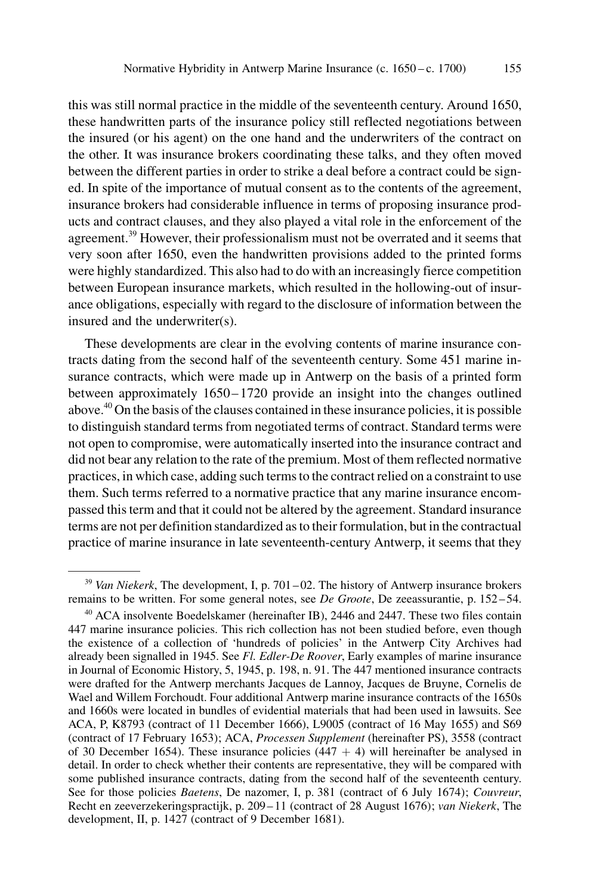this was still normal practice in the middle of the seventeenth century. Around 1650, these handwritten parts of the insurance policy still reflected negotiations between the insured (or his agent) on the one hand and the underwriters of the contract on the other. It was insurance brokers coordinating these talks, and they often moved between the different parties in order to strike a deal before a contract could be signed. In spite of the importance of mutual consent as to the contents of the agreement, insurance brokers had considerable influence in terms of proposing insurance products and contract clauses, and they also played a vital role in the enforcement of the agreement.[39] However, their professionalism must not be overrated and it seems that very soon after 1650, even the handwritten provisions added to the printed forms were highly standardized. This also had to do with an increasingly fierce competition between European insurance markets, which resulted in the hollowing-out of insurance obligations, especially with regard to the disclosure of information between the insured and the underwriter(s).

These developments are clear in the evolving contents of marine insurance contracts dating from the second half of the seventeenth century. Some 451 marine insurance contracts, which were made up in Antwerp on the basis of a printed form between approximately 1650 – 1720 provide an insight into the changes outlined above.[40] On the basis of the clauses contained in these insurance policies, it is possible to distinguish standard terms from negotiated terms of contract. Standard terms were not open to compromise, were automatically inserted into the insurance contract and did not bear any relation to the rate of the premium. Most of them reflected normative practices, in which case, adding such terms to the contract relied on a constraint to use them. Such terms referred to a normative practice that any marine insurance encompassed this term and that it could not be altered by the agreement. Standard insurance terms are not per definition standardized as to their formulation, but in the contractual practice of marine insurance in late seventeenth-century Antwerp, it seems that they

---

[39] *Van Niekerk*, The development, I, p. 701 – 02. The history of Antwerp insurance brokers remains to be written. For some general notes, see *De Groote*, De zeeassurantie, p. 152 – 54.

[40] ACA insolvente Boedelskamer (hereinafter IB), 2446 and 2447. These two files contain 447 marine insurance policies. This rich collection has not been studied before, even though the existence of a collection of 'hundreds of policies' in the Antwerp City Archives had already been signalled in 1945. See *Fl. Edler-De Roover*, Early examples of marine insurance in Journal of Economic History, 5, 1945, p. 198, n. 91. The 447 mentioned insurance contracts were drafted for the Antwerp merchants Jacques de Lannoy, Jacques de Bruyne, Cornelis de Wael and Willem Forchoudt. Four additional Antwerp marine insurance contracts of the 1650s and 1660s were located in bundles of evidential materials that had been used in lawsuits. See ACA, P, K8793 (contract of 11 December 1666), L9005 (contract of 16 May 1655) and S69 (contract of 17 February 1653); ACA, *Processen Supplement* (hereinafter PS), 3558 (contract of 30 December 1654). These insurance policies (447 + 4) will hereinafter be analysed in detail. In order to check whether their contents are representative, they will be compared with some published insurance contracts, dating from the second half of the seventeenth century. See for those policies *Baetens*, De nazomer, I, p. 381 (contract of 6 July 1674); *Couvreur*, Recht en zeeverzekeringspractijk, p. 209 – 11 (contract of 28 August 1676); *van Niekerk*, The development, II, p. 1427 (contract of 9 December 1681).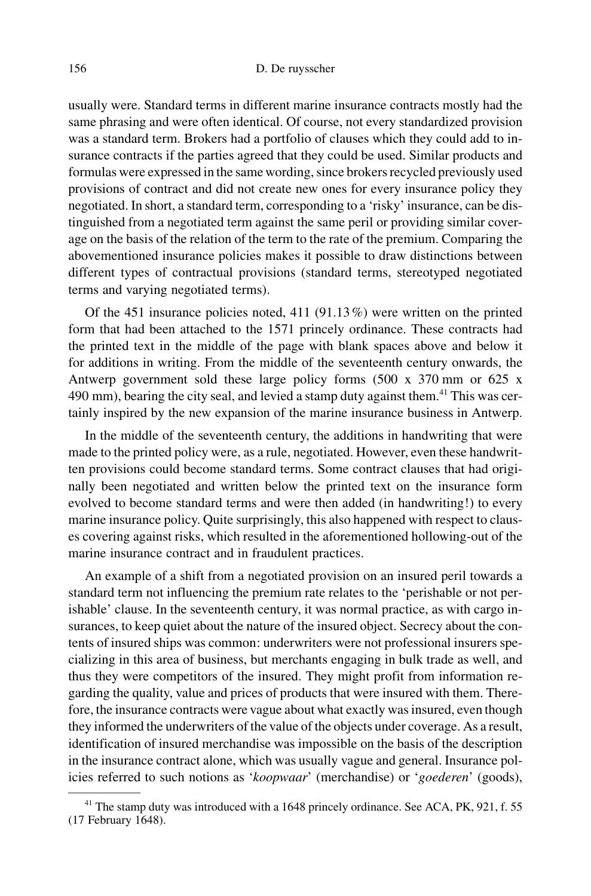usually were. Standard terms in different marine insurance contracts mostly had the same phrasing and were often identical. Of course, not every standardized provision was a standard term. Brokers had a portfolio of clauses which they could add to insurance contracts if the parties agreed that they could be used. Similar products and formulas were expressed in the same wording, since brokers recycled previously used provisions of contract and did not create new ones for every insurance policy they negotiated. In short, a standard term, corresponding to a 'risky' insurance, can be distinguished from a negotiated term against the same peril or providing similar coverage on the basis of the relation of the term to the rate of the premium. Comparing the abovementioned insurance policies makes it possible to draw distinctions between different types of contractual provisions (standard terms, stereotyped negotiated terms and varying negotiated terms).

Of the 451 insurance policies noted, 411 (91.13 %) were written on the printed form that had been attached to the 1571 princely ordinance. These contracts had the printed text in the middle of the page with blank spaces above and below it for additions in writing. From the middle of the seventeenth century onwards, the Antwerp government sold these large policy forms (500 x 370 mm or 625 x 490 mm), bearing the city seal, and levied a stamp duty against them.[41] This was certainly inspired by the new expansion of the marine insurance business in Antwerp.

In the middle of the seventeenth century, the additions in handwriting that were made to the printed policy were, as a rule, negotiated. However, even these handwritten provisions could become standard terms. Some contract clauses that had originally been negotiated and written below the printed text on the insurance form evolved to become standard terms and were then added (in handwriting!) to every marine insurance policy. Quite surprisingly, this also happened with respect to clauses covering against risks, which resulted in the aforementioned hollowing-out of the marine insurance contract and in fraudulent practices.

An example of a shift from a negotiated provision on an insured peril towards a standard term not influencing the premium rate relates to the 'perishable or not perishable' clause. In the seventeenth century, it was normal practice, as with cargo insurances, to keep quiet about the nature of the insured object. Secrecy about the contents of insured ships was common: underwriters were not professional insurers specializing in this area of business, but merchants engaging in bulk trade as well, and thus they were competitors of the insured. They might profit from information regarding the quality, value and prices of products that were insured with them. Therefore, the insurance contracts were vague about what exactly was insured, even though they informed the underwriters of the value of the objects under coverage. As a result, identification of insured merchandise was impossible on the basis of the description in the insurance contract alone, which was usually vague and general. Insurance policies referred to such notions as '*koopwaar*' (merchandise) or '*goederen*' (goods),

[41] The stamp duty was introduced with a 1648 princely ordinance. See ACA, PK, 921, f. 55 (17 February 1648).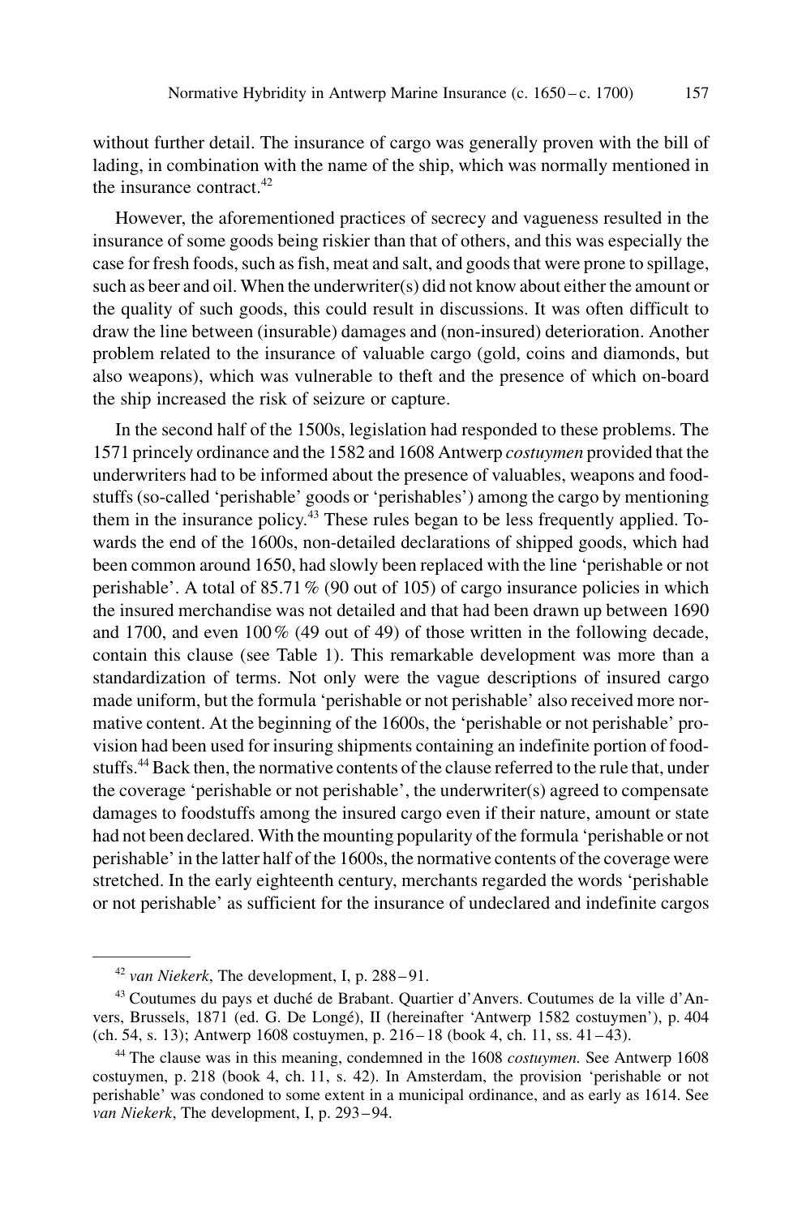without further detail. The insurance of cargo was generally proven with the bill of lading, in combination with the name of the ship, which was normally mentioned in the insurance contract.[42]

However, the aforementioned practices of secrecy and vagueness resulted in the insurance of some goods being riskier than that of others, and this was especially the case for fresh foods, such as fish, meat and salt, and goods that were prone to spillage, such as beer and oil. When the underwriter(s) did not know about either the amount or the quality of such goods, this could result in discussions. It was often difficult to draw the line between (insurable) damages and (non-insured) deterioration. Another problem related to the insurance of valuable cargo (gold, coins and diamonds, but also weapons), which was vulnerable to theft and the presence of which on-board the ship increased the risk of seizure or capture.

In the second half of the 1500s, legislation had responded to these problems. The 1571 princely ordinance and the 1582 and 1608 Antwerp *costuymen* provided that the underwriters had to be informed about the presence of valuables, weapons and foodstuffs (so-called 'perishable' goods or 'perishables') among the cargo by mentioning them in the insurance policy.[43] These rules began to be less frequently applied. Towards the end of the 1600s, non-detailed declarations of shipped goods, which had been common around 1650, had slowly been replaced with the line 'perishable or not perishable'. A total of 85.71 % (90 out of 105) of cargo insurance policies in which the insured merchandise was not detailed and that had been drawn up between 1690 and 1700, and even 100 % (49 out of 49) of those written in the following decade, contain this clause (see Table 1). This remarkable development was more than a standardization of terms. Not only were the vague descriptions of insured cargo made uniform, but the formula 'perishable or not perishable' also received more normative content. At the beginning of the 1600s, the 'perishable or not perishable' provision had been used for insuring shipments containing an indefinite portion of foodstuffs.[44] Back then, the normative contents of the clause referred to the rule that, under the coverage 'perishable or not perishable', the underwriter(s) agreed to compensate damages to foodstuffs among the insured cargo even if their nature, amount or state had not been declared. With the mounting popularity of the formula 'perishable or not perishable' in the latter half of the 1600s, the normative contents of the coverage were stretched. In the early eighteenth century, merchants regarded the words 'perishable or not perishable' as sufficient for the insurance of undeclared and indefinite cargos

---

[42] *van Niekerk*, The development, I, p. 288–91.

[43] Coutumes du pays et duché de Brabant. Quartier d'Anvers. Coutumes de la ville d'Anvers, Brussels, 1871 (ed. G. De Longé), II (hereinafter 'Antwerp 1582 costuymen'), p. 404 (ch. 54, s. 13); Antwerp 1608 costuymen, p. 216–18 (book 4, ch. 11, ss. 41–43).

[44] The clause was in this meaning, condemned in the 1608 *costuymen.* See Antwerp 1608 costuymen, p. 218 (book 4, ch. 11, s. 42). In Amsterdam, the provision 'perishable or not perishable' was condoned to some extent in a municipal ordinance, and as early as 1614. See *van Niekerk*, The development, I, p. 293–94.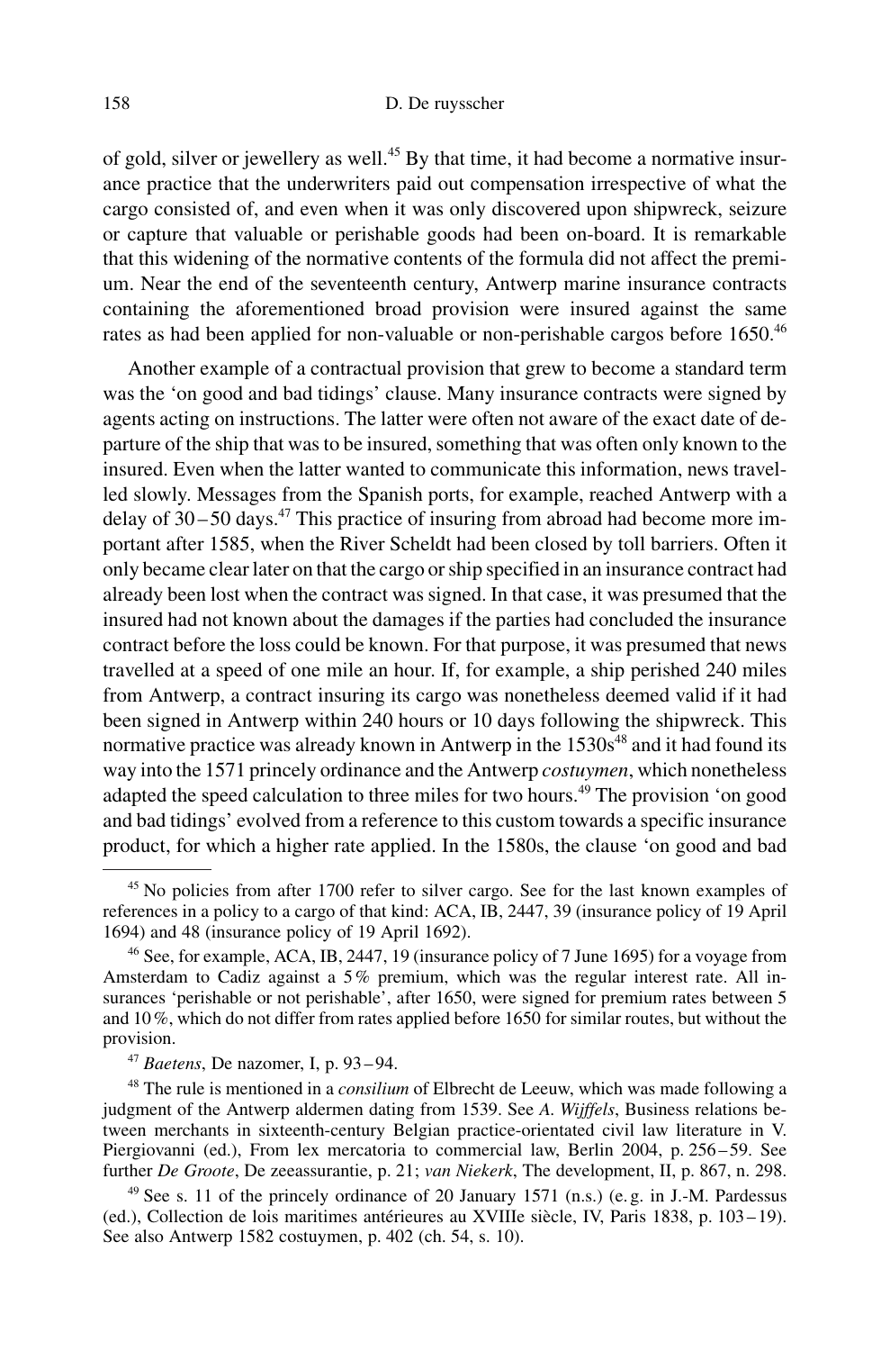of gold, silver or jewellery as well.[45] By that time, it had become a normative insurance practice that the underwriters paid out compensation irrespective of what the cargo consisted of, and even when it was only discovered upon shipwreck, seizure or capture that valuable or perishable goods had been on-board. It is remarkable that this widening of the normative contents of the formula did not affect the premium. Near the end of the seventeenth century, Antwerp marine insurance contracts containing the aforementioned broad provision were insured against the same rates as had been applied for non-valuable or non-perishable cargos before 1650.[46]

Another example of a contractual provision that grew to become a standard term was the 'on good and bad tidings' clause. Many insurance contracts were signed by agents acting on instructions. The latter were often not aware of the exact date of departure of the ship that was to be insured, something that was often only known to the insured. Even when the latter wanted to communicate this information, news travelled slowly. Messages from the Spanish ports, for example, reached Antwerp with a delay of 30–50 days.[47] This practice of insuring from abroad had become more important after 1585, when the River Scheldt had been closed by toll barriers. Often it only became clear later on that the cargo or ship specified in an insurance contract had already been lost when the contract was signed. In that case, it was presumed that the insured had not known about the damages if the parties had concluded the insurance contract before the loss could be known. For that purpose, it was presumed that news travelled at a speed of one mile an hour. If, for example, a ship perished 240 miles from Antwerp, a contract insuring its cargo was nonetheless deemed valid if it had been signed in Antwerp within 240 hours or 10 days following the shipwreck. This normative practice was already known in Antwerp in the 1530s[48] and it had found its way into the 1571 princely ordinance and the Antwerp *costuymen*, which nonetheless adapted the speed calculation to three miles for two hours.[49] The provision 'on good and bad tidings' evolved from a reference to this custom towards a specific insurance product, for which a higher rate applied. In the 1580s, the clause 'on good and bad

---

[45] No policies from after 1700 refer to silver cargo. See for the last known examples of references in a policy to a cargo of that kind: ACA, IB, 2447, 39 (insurance policy of 19 April 1694) and 48 (insurance policy of 19 April 1692).

[46] See, for example, ACA, IB, 2447, 19 (insurance policy of 7 June 1695) for a voyage from Amsterdam to Cadiz against a 5% premium, which was the regular interest rate. All insurances 'perishable or not perishable', after 1650, were signed for premium rates between 5 and 10%, which do not differ from rates applied before 1650 for similar routes, but without the provision.

[47] *Baetens*, De nazomer, I, p. 93–94.

[48] The rule is mentioned in a *consilium* of Elbrecht de Leeuw, which was made following a judgment of the Antwerp aldermen dating from 1539. See *A. Wijffels*, Business relations between merchants in sixteenth-century Belgian practice-orientated civil law literature in V. Piergiovanni (ed.), From lex mercatoria to commercial law, Berlin 2004, p. 256–59. See further *De Groote*, De zeeassurantie, p. 21; *van Niekerk*, The development, II, p. 867, n. 298.

[49] See s. 11 of the princely ordinance of 20 January 1571 (n.s.) (e.g. in J.-M. Pardessus (ed.), Collection de lois maritimes antérieures au XVIIIe siècle, IV, Paris 1838, p. 103–19). See also Antwerp 1582 costuymen, p. 402 (ch. 54, s. 10).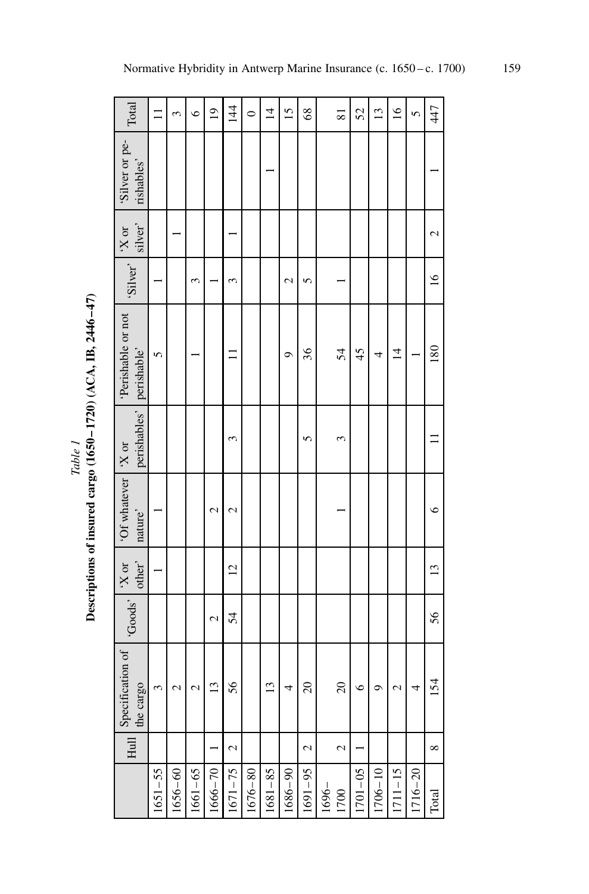*Table 1*

**Descriptions of insured cargo (1650–1720) (ACA, IB, 2446–47)**

| | Hull | Specification of the cargo | 'Goods' | 'X or other' | 'Of whatever nature' | 'X or perishables' | 'Perishable or not perishable' | 'Silver' | 'X or silver' | 'Silver or perishables' | Total |
|---|---|---|---|---|---|---|---|---|---|---|---|
| 1651–55 | | 3 | | 1 | 1 | | 5 | 1 | | | 11 |
| 1656–60 | | 2 | | | | | | | 1 | | 3 |
| 1661–65 | | 2 | | | | | 1 | 3 | | | 6 |
| 1666–70 | 1 | 13 | 2 | | 2 | | | 1 | | | 19 |
| 1671–75 | 2 | 56 | 54 | 12 | 2 | 3 | 11 | 3 | 1 | | 144 |
| 1676–80 | | | | | | | | | | | 0 |
| 1681–85 | | 13 | | | | | | | | 1 | 14 |
| 1686–90 | | 4 | | | | | 9 | 2 | | | 15 |
| 1691–95 | 2 | 20 | | | | 5 | 36 | 5 | | | 68 |
| 1696–1700 | 2 | 20 | | | 1 | 3 | 54 | 1 | | | 81 |
| 1701–05 | 1 | 6 | | | | | 45 | | | | 52 |
| 1706–10 | | 9 | | | | | 4 | | | | 13 |
| 1711–15 | | 2 | | | | | 14 | | | | 16 |
| 1716–20 | | 4 | | | | | 1 | | | | 5 |
| Total | 8 | 154 | 56 | 13 | 6 | 11 | 180 | 16 | 2 | 1 | 447 |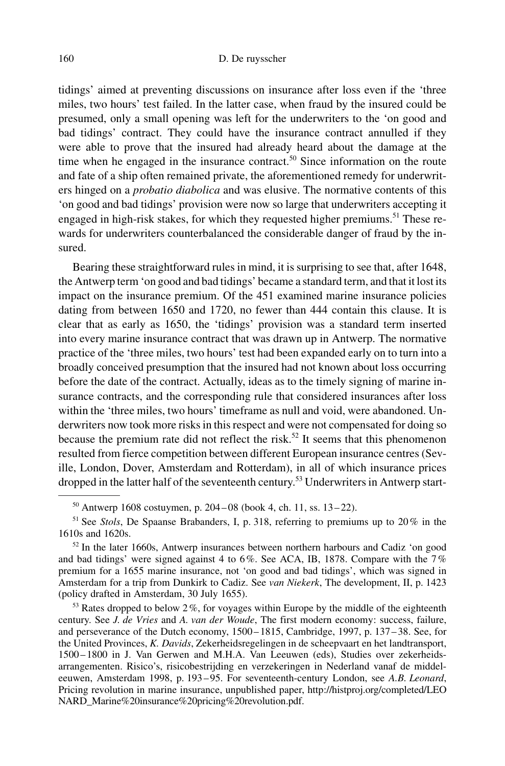tidings' aimed at preventing discussions on insurance after loss even if the 'three miles, two hours' test failed. In the latter case, when fraud by the insured could be presumed, only a small opening was left for the underwriters to the 'on good and bad tidings' contract. They could have the insurance contract annulled if they were able to prove that the insured had already heard about the damage at the time when he engaged in the insurance contract.[50] Since information on the route and fate of a ship often remained private, the aforementioned remedy for underwriters hinged on a *probatio diabolica* and was elusive. The normative contents of this 'on good and bad tidings' provision were now so large that underwriters accepting it engaged in high-risk stakes, for which they requested higher premiums.[51] These rewards for underwriters counterbalanced the considerable danger of fraud by the insured.

Bearing these straightforward rules in mind, it is surprising to see that, after 1648, the Antwerp term 'on good and bad tidings' became a standard term, and that it lost its impact on the insurance premium. Of the 451 examined marine insurance policies dating from between 1650 and 1720, no fewer than 444 contain this clause. It is clear that as early as 1650, the 'tidings' provision was a standard term inserted into every marine insurance contract that was drawn up in Antwerp. The normative practice of the 'three miles, two hours' test had been expanded early on to turn into a broadly conceived presumption that the insured had not known about loss occurring before the date of the contract. Actually, ideas as to the timely signing of marine insurance contracts, and the corresponding rule that considered insurances after loss within the 'three miles, two hours' timeframe as null and void, were abandoned. Underwriters now took more risks in this respect and were not compensated for doing so because the premium rate did not reflect the risk.[52] It seems that this phenomenon resulted from fierce competition between different European insurance centres (Seville, London, Dover, Amsterdam and Rotterdam), in all of which insurance prices dropped in the latter half of the seventeenth century.[53] Underwriters in Antwerp start-

---

[50] Antwerp 1608 costuymen, p. 204–08 (book 4, ch. 11, ss. 13–22).

[51] See *Stols*, De Spaanse Brabanders, I, p. 318, referring to premiums up to 20% in the 1610s and 1620s.

[52] In the later 1660s, Antwerp insurances between northern harbours and Cadiz 'on good and bad tidings' were signed against 4 to 6%. See ACA, IB, 1878. Compare with the 7% premium for a 1655 marine insurance, not 'on good and bad tidings', which was signed in Amsterdam for a trip from Dunkirk to Cadiz. See *van Niekerk*, The development, II, p. 1423 (policy drafted in Amsterdam, 30 July 1655).

[53] Rates dropped to below 2%, for voyages within Europe by the middle of the eighteenth century. See *J. de Vries* and *A. van der Woude*, The first modern economy: success, failure, and perseverance of the Dutch economy, 1500–1815, Cambridge, 1997, p. 137–38. See, for the United Provinces, *K. Davids*, Zekerheidsregelingen in de scheepvaart en het landtransport, 1500–1800 in J. Van Gerwen and M.H.A. Van Leeuwen (eds), Studies over zekerheidsarrangementen. Risico's, risicobestrijding en verzekeringen in Nederland vanaf de middeleeuwen, Amsterdam 1998, p. 193–95. For seventeenth-century London, see *A.B. Leonard*, Pricing revolution in marine insurance, unpublished paper, http://histproj.org/completed/LEONARD_Marine%20insurance%20pricing%20revolution.pdf.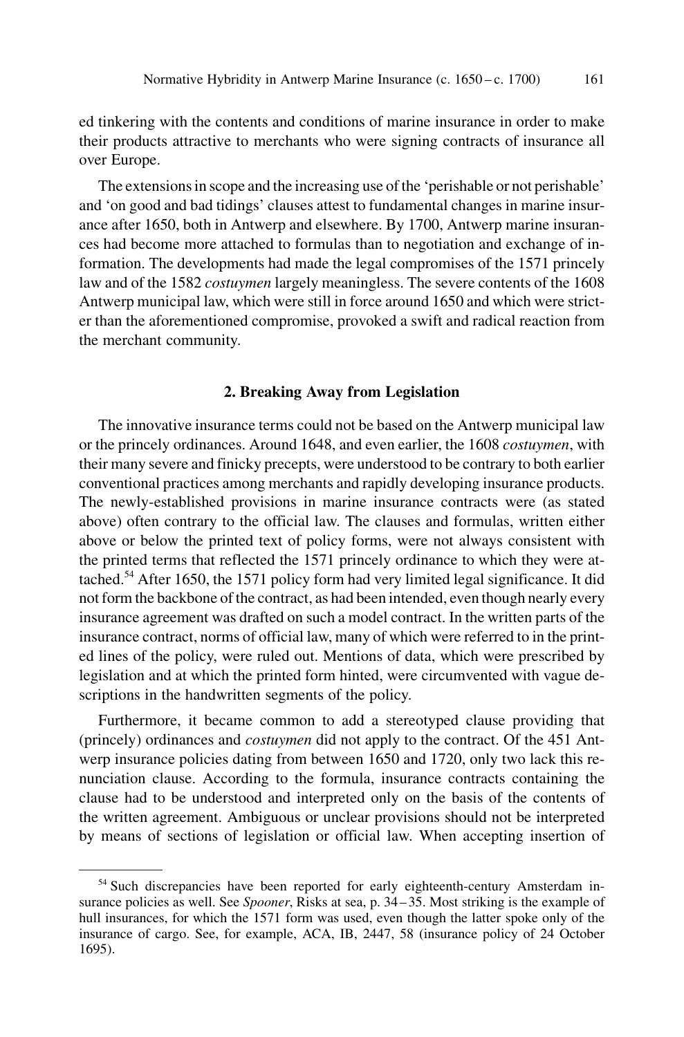ed tinkering with the contents and conditions of marine insurance in order to make their products attractive to merchants who were signing contracts of insurance all over Europe.

The extensions in scope and the increasing use of the 'perishable or not perishable' and 'on good and bad tidings' clauses attest to fundamental changes in marine insurance after 1650, both in Antwerp and elsewhere. By 1700, Antwerp marine insurances had become more attached to formulas than to negotiation and exchange of information. The developments had made the legal compromises of the 1571 princely law and of the 1582 *costuymen* largely meaningless. The severe contents of the 1608 Antwerp municipal law, which were still in force around 1650 and which were stricter than the aforementioned compromise, provoked a swift and radical reaction from the merchant community.

## 2. Breaking Away from Legislation

The innovative insurance terms could not be based on the Antwerp municipal law or the princely ordinances. Around 1648, and even earlier, the 1608 *costuymen*, with their many severe and finicky precepts, were understood to be contrary to both earlier conventional practices among merchants and rapidly developing insurance products. The newly-established provisions in marine insurance contracts were (as stated above) often contrary to the official law. The clauses and formulas, written either above or below the printed text of policy forms, were not always consistent with the printed terms that reflected the 1571 princely ordinance to which they were attached.[54] After 1650, the 1571 policy form had very limited legal significance. It did not form the backbone of the contract, as had been intended, even though nearly every insurance agreement was drafted on such a model contract. In the written parts of the insurance contract, norms of official law, many of which were referred to in the printed lines of the policy, were ruled out. Mentions of data, which were prescribed by legislation and at which the printed form hinted, were circumvented with vague descriptions in the handwritten segments of the policy.

Furthermore, it became common to add a stereotyped clause providing that (princely) ordinances and *costuymen* did not apply to the contract. Of the 451 Antwerp insurance policies dating from between 1650 and 1720, only two lack this renunciation clause. According to the formula, insurance contracts containing the clause had to be understood and interpreted only on the basis of the contents of the written agreement. Ambiguous or unclear provisions should not be interpreted by means of sections of legislation or official law. When accepting insertion of

---

[54] Such discrepancies have been reported for early eighteenth-century Amsterdam insurance policies as well. See *Spooner*, Risks at sea, p. 34–35. Most striking is the example of hull insurances, for which the 1571 form was used, even though the latter spoke only of the insurance of cargo. See, for example, ACA, IB, 2447, 58 (insurance policy of 24 October 1695).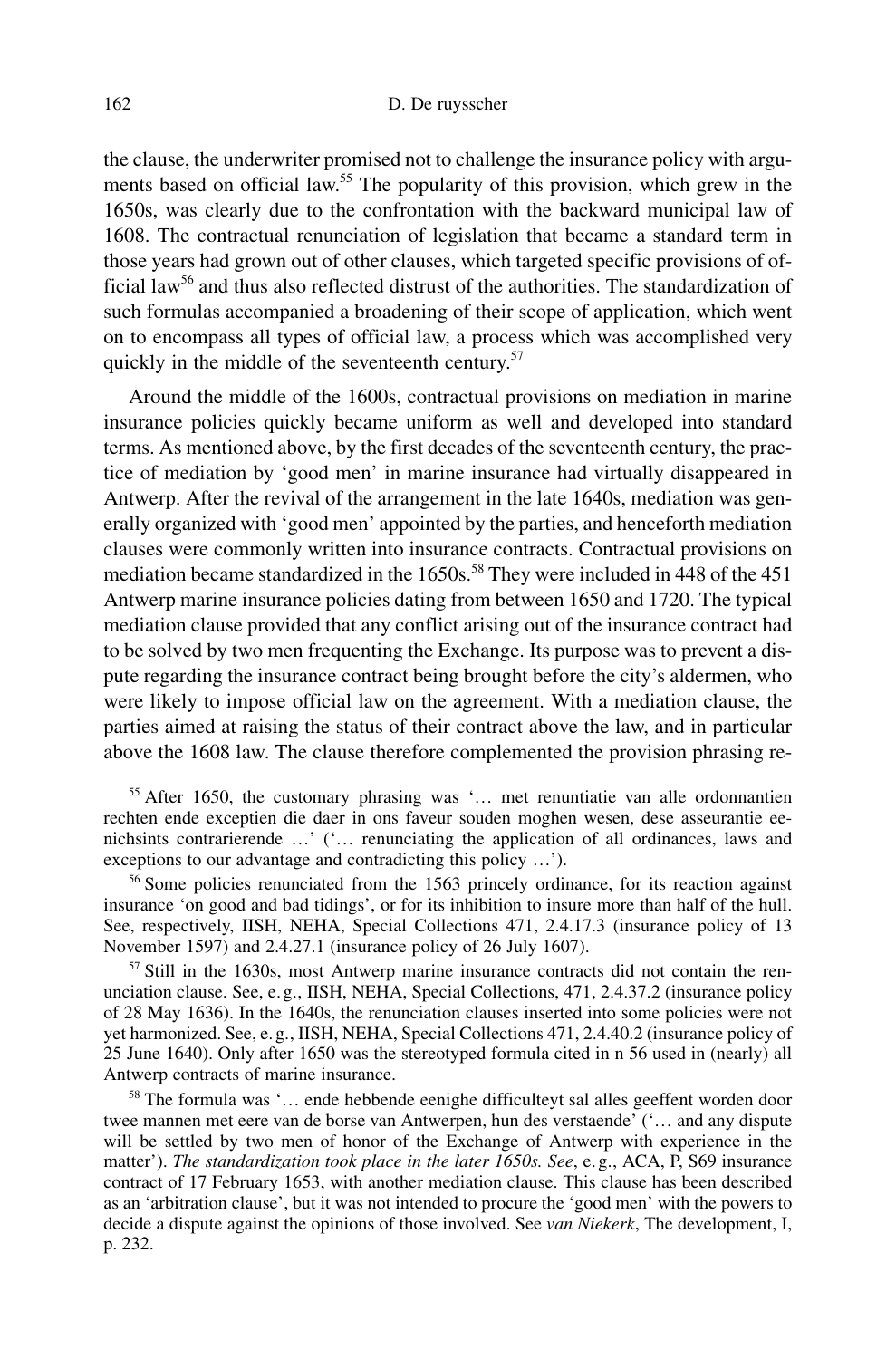the clause, the underwriter promised not to challenge the insurance policy with arguments based on official law.[55] The popularity of this provision, which grew in the 1650s, was clearly due to the confrontation with the backward municipal law of 1608. The contractual renunciation of legislation that became a standard term in those years had grown out of other clauses, which targeted specific provisions of official law[56] and thus also reflected distrust of the authorities. The standardization of such formulas accompanied a broadening of their scope of application, which went on to encompass all types of official law, a process which was accomplished very quickly in the middle of the seventeenth century.[57]

Around the middle of the 1600s, contractual provisions on mediation in marine insurance policies quickly became uniform as well and developed into standard terms. As mentioned above, by the first decades of the seventeenth century, the practice of mediation by 'good men' in marine insurance had virtually disappeared in Antwerp. After the revival of the arrangement in the late 1640s, mediation was generally organized with 'good men' appointed by the parties, and henceforth mediation clauses were commonly written into insurance contracts. Contractual provisions on mediation became standardized in the 1650s.[58] They were included in 448 of the 451 Antwerp marine insurance policies dating from between 1650 and 1720. The typical mediation clause provided that any conflict arising out of the insurance contract had to be solved by two men frequenting the Exchange. Its purpose was to prevent a dispute regarding the insurance contract being brought before the city's aldermen, who were likely to impose official law on the agreement. With a mediation clause, the parties aimed at raising the status of their contract above the law, and in particular above the 1608 law. The clause therefore complemented the provision phrasing re-

---

[55] After 1650, the customary phrasing was '… met renuntiatie van alle ordonnantien rechten ende exceptien die daer in ons faveur souden moghen wesen, dese asseurantie eenichsints contrarierende …' ('… renunciating the application of all ordinances, laws and exceptions to our advantage and contradicting this policy …').

[56] Some policies renunciated from the 1563 princely ordinance, for its reaction against insurance 'on good and bad tidings', or for its inhibition to insure more than half of the hull. See, respectively, IISH, NEHA, Special Collections 471, 2.4.17.3 (insurance policy of 13 November 1597) and 2.4.27.1 (insurance policy of 26 July 1607).

[57] Still in the 1630s, most Antwerp marine insurance contracts did not contain the renunciation clause. See, e. g., IISH, NEHA, Special Collections, 471, 2.4.37.2 (insurance policy of 28 May 1636). In the 1640s, the renunciation clauses inserted into some policies were not yet harmonized. See, e. g., IISH, NEHA, Special Collections 471, 2.4.40.2 (insurance policy of 25 June 1640). Only after 1650 was the stereotyped formula cited in n 56 used in (nearly) all Antwerp contracts of marine insurance.

[58] The formula was '… ende hebbende eenighe difficulteyt sal alles geeffent worden door twee mannen met eere van de borse van Antwerpen, hun des verstaende' ('… and any dispute will be settled by two men of honor of the Exchange of Antwerp with experience in the matter'). *The standardization took place in the later 1650s. See*, e. g., ACA, P, S69 insurance contract of 17 February 1653, with another mediation clause. This clause has been described as an 'arbitration clause', but it was not intended to procure the 'good men' with the powers to decide a dispute against the opinions of those involved. See *van Niekerk*, The development, I, p. 232.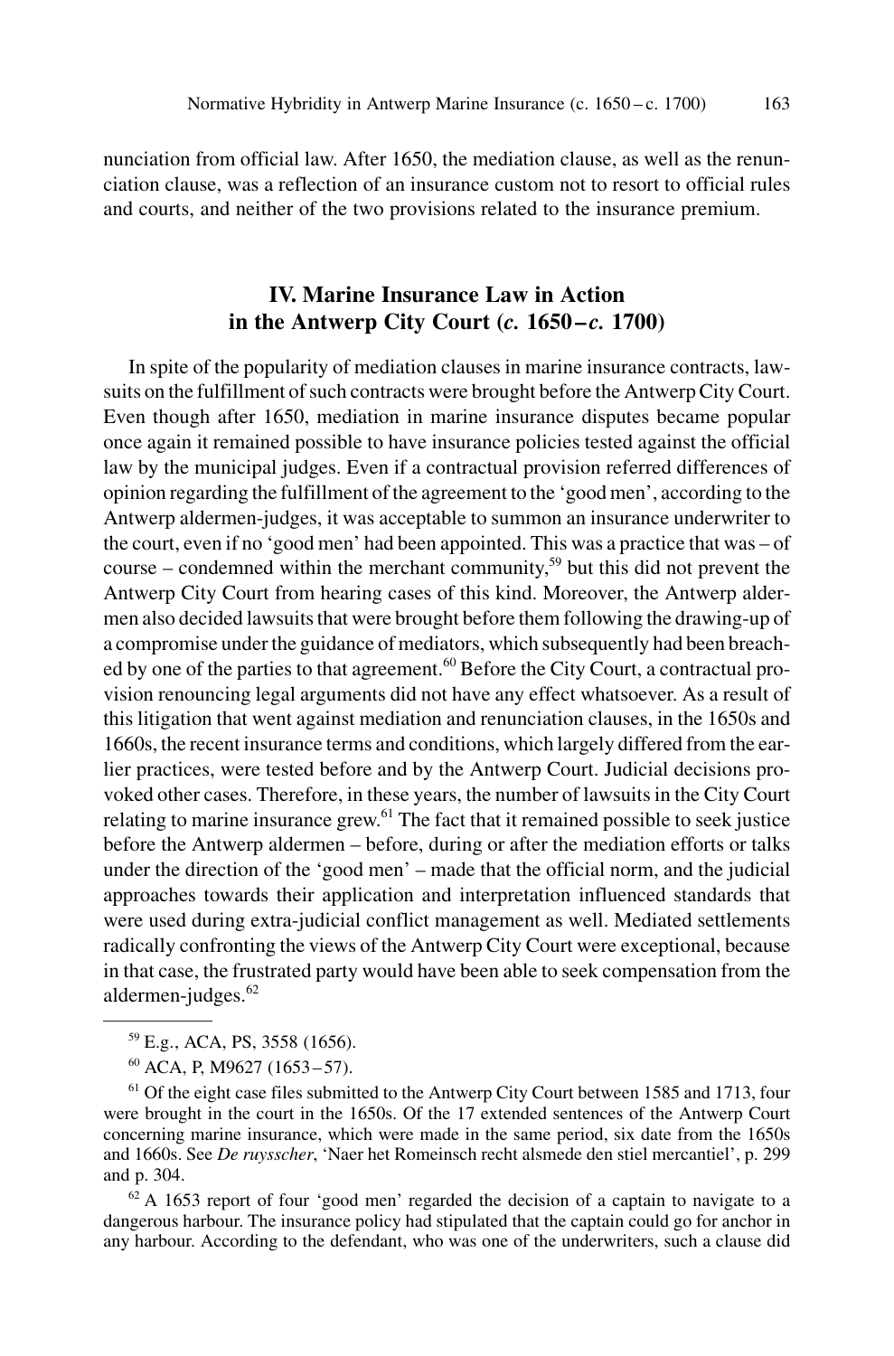nunciation from official law. After 1650, the mediation clause, as well as the renunciation clause, was a reflection of an insurance custom not to resort to official rules and courts, and neither of the two provisions related to the insurance premium.

## IV. Marine Insurance Law in Action in the Antwerp City Court (*c.* 1650–*c.* 1700)

In spite of the popularity of mediation clauses in marine insurance contracts, lawsuits on the fulfillment of such contracts were brought before the Antwerp City Court. Even though after 1650, mediation in marine insurance disputes became popular once again it remained possible to have insurance policies tested against the official law by the municipal judges. Even if a contractual provision referred differences of opinion regarding the fulfillment of the agreement to the 'good men', according to the Antwerp aldermen-judges, it was acceptable to summon an insurance underwriter to the court, even if no 'good men' had been appointed. This was a practice that was – of course – condemned within the merchant community,[59] but this did not prevent the Antwerp City Court from hearing cases of this kind. Moreover, the Antwerp aldermen also decided lawsuits that were brought before them following the drawing-up of a compromise under the guidance of mediators, which subsequently had been breached by one of the parties to that agreement.[60] Before the City Court, a contractual provision renouncing legal arguments did not have any effect whatsoever. As a result of this litigation that went against mediation and renunciation clauses, in the 1650s and 1660s, the recent insurance terms and conditions, which largely differed from the earlier practices, were tested before and by the Antwerp Court. Judicial decisions provoked other cases. Therefore, in these years, the number of lawsuits in the City Court relating to marine insurance grew.[61] The fact that it remained possible to seek justice before the Antwerp aldermen – before, during or after the mediation efforts or talks under the direction of the 'good men' – made that the official norm, and the judicial approaches towards their application and interpretation influenced standards that were used during extra-judicial conflict management as well. Mediated settlements radically confronting the views of the Antwerp City Court were exceptional, because in that case, the frustrated party would have been able to seek compensation from the aldermen-judges.[62]

---

[59] E.g., ACA, PS, 3558 (1656).

[60] ACA, P, M9627 (1653–57).

[61] Of the eight case files submitted to the Antwerp City Court between 1585 and 1713, four were brought in the court in the 1650s. Of the 17 extended sentences of the Antwerp Court concerning marine insurance, which were made in the same period, six date from the 1650s and 1660s. See *De ruysscher*, 'Naer het Romeinsch recht alsmede den stiel mercantiel', p. 299 and p. 304.

[62] A 1653 report of four 'good men' regarded the decision of a captain to navigate to a dangerous harbour. The insurance policy had stipulated that the captain could go for anchor in any harbour. According to the defendant, who was one of the underwriters, such a clause did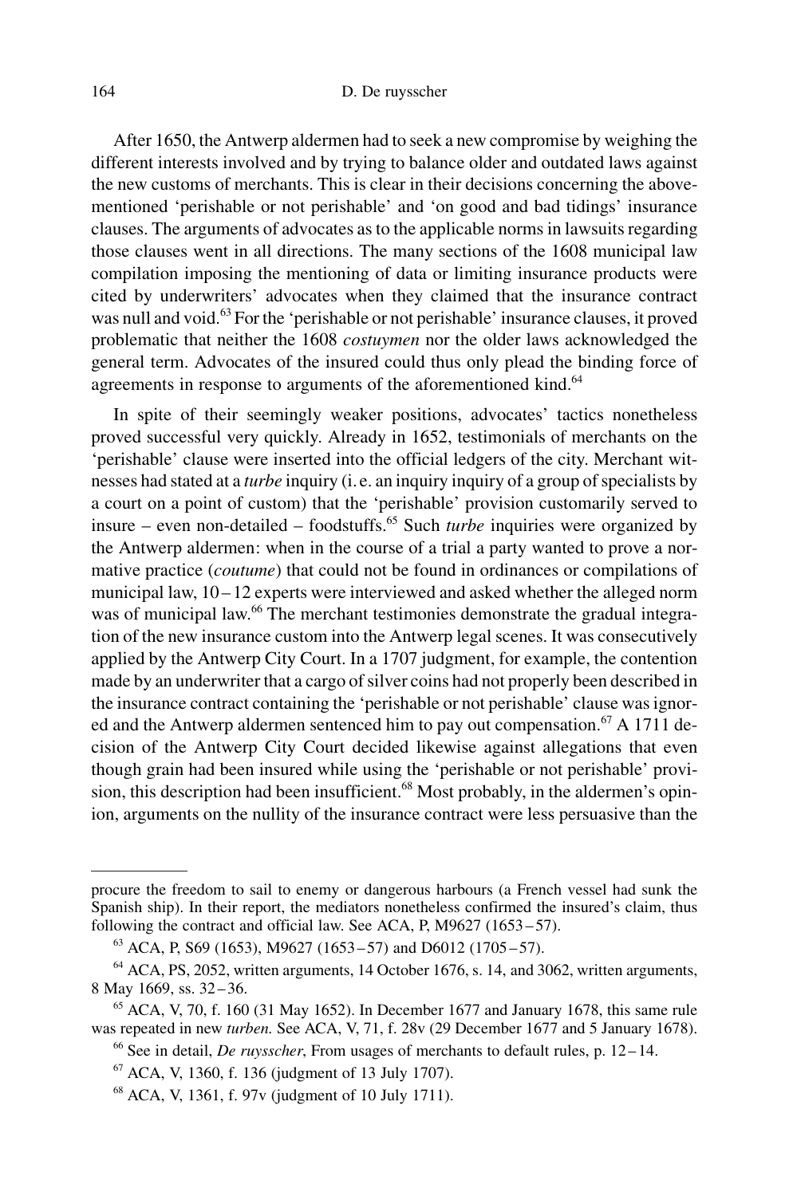After 1650, the Antwerp aldermen had to seek a new compromise by weighing the different interests involved and by trying to balance older and outdated laws against the new customs of merchants. This is clear in their decisions concerning the above-mentioned 'perishable or not perishable' and 'on good and bad tidings' insurance clauses. The arguments of advocates as to the applicable norms in lawsuits regarding those clauses went in all directions. The many sections of the 1608 municipal law compilation imposing the mentioning of data or limiting insurance products were cited by underwriters' advocates when they claimed that the insurance contract was null and void.[63] For the 'perishable or not perishable' insurance clauses, it proved problematic that neither the 1608 *costuymen* nor the older laws acknowledged the general term. Advocates of the insured could thus only plead the binding force of agreements in response to arguments of the aforementioned kind.[64]

In spite of their seemingly weaker positions, advocates' tactics nonetheless proved successful very quickly. Already in 1652, testimonials of merchants on the 'perishable' clause were inserted into the official ledgers of the city. Merchant witnesses had stated at a *turbe* inquiry (i. e. an inquiry inquiry of a group of specialists by a court on a point of custom) that the 'perishable' provision customarily served to insure – even non-detailed – foodstuffs.[65] Such *turbe* inquiries were organized by the Antwerp aldermen: when in the course of a trial a party wanted to prove a normative practice (*coutume*) that could not be found in ordinances or compilations of municipal law, 10–12 experts were interviewed and asked whether the alleged norm was of municipal law.[66] The merchant testimonies demonstrate the gradual integration of the new insurance custom into the Antwerp legal scenes. It was consecutively applied by the Antwerp City Court. In a 1707 judgment, for example, the contention made by an underwriter that a cargo of silver coins had not properly been described in the insurance contract containing the 'perishable or not perishable' clause was ignored and the Antwerp aldermen sentenced him to pay out compensation.[67] A 1711 decision of the Antwerp City Court decided likewise against allegations that even though grain had been insured while using the 'perishable or not perishable' provision, this description had been insufficient.[68] Most probably, in the aldermen's opinion, arguments on the nullity of the insurance contract were less persuasive than the

---

procure the freedom to sail to enemy or dangerous harbours (a French vessel had sunk the Spanish ship). In their report, the mediators nonetheless confirmed the insured's claim, thus following the contract and official law. See ACA, P, M9627 (1653–57).

[63] ACA, P, S69 (1653), M9627 (1653–57) and D6012 (1705–57).

[64] ACA, PS, 2052, written arguments, 14 October 1676, s. 14, and 3062, written arguments, 8 May 1669, ss. 32–36.

[65] ACA, V, 70, f. 160 (31 May 1652). In December 1677 and January 1678, this same rule was repeated in new *turben*. See ACA, V, 71, f. 28v (29 December 1677 and 5 January 1678).

[66] See in detail, *De ruysscher*, From usages of merchants to default rules, p. 12–14.

[67] ACA, V, 1360, f. 136 (judgment of 13 July 1707).

[68] ACA, V, 1361, f. 97v (judgment of 10 July 1711).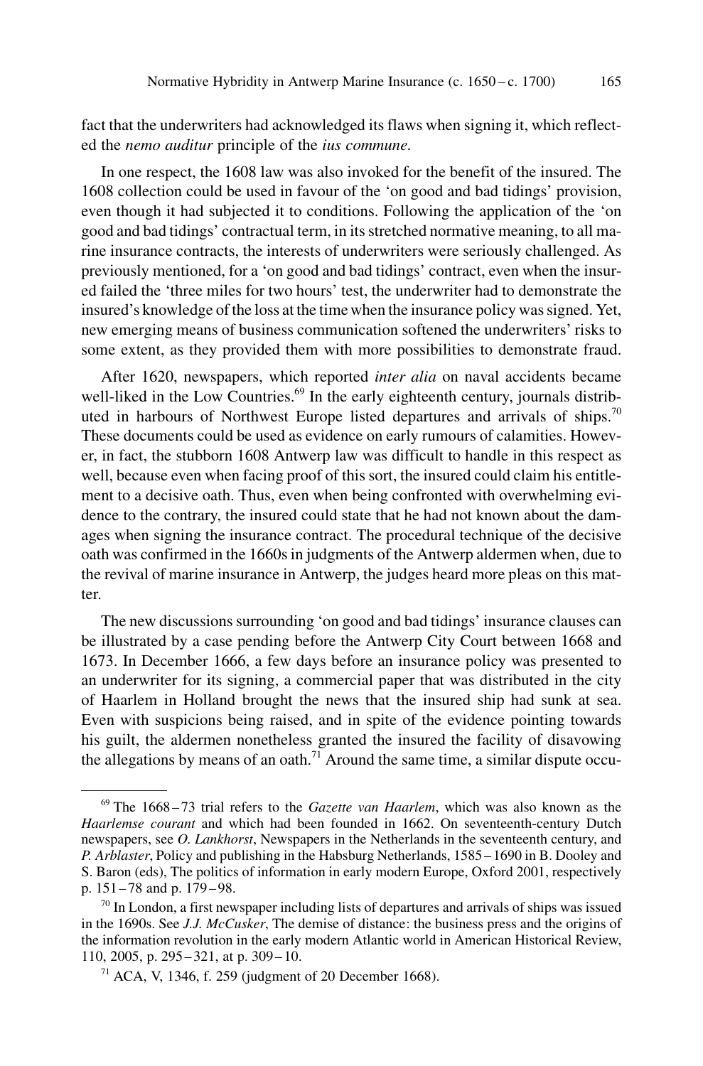fact that the underwriters had acknowledged its flaws when signing it, which reflected the *nemo auditur* principle of the *ius commune*.

In one respect, the 1608 law was also invoked for the benefit of the insured. The 1608 collection could be used in favour of the 'on good and bad tidings' provision, even though it had subjected it to conditions. Following the application of the 'on good and bad tidings' contractual term, in its stretched normative meaning, to all marine insurance contracts, the interests of underwriters were seriously challenged. As previously mentioned, for a 'on good and bad tidings' contract, even when the insured failed the 'three miles for two hours' test, the underwriter had to demonstrate the insured's knowledge of the loss at the time when the insurance policy was signed. Yet, new emerging means of business communication softened the underwriters' risks to some extent, as they provided them with more possibilities to demonstrate fraud.

After 1620, newspapers, which reported *inter alia* on naval accidents became well-liked in the Low Countries.[69] In the early eighteenth century, journals distributed in harbours of Northwest Europe listed departures and arrivals of ships.[70] These documents could be used as evidence on early rumours of calamities. However, in fact, the stubborn 1608 Antwerp law was difficult to handle in this respect as well, because even when facing proof of this sort, the insured could claim his entitlement to a decisive oath. Thus, even when being confronted with overwhelming evidence to the contrary, the insured could state that he had not known about the damages when signing the insurance contract. The procedural technique of the decisive oath was confirmed in the 1660s in judgments of the Antwerp aldermen when, due to the revival of marine insurance in Antwerp, the judges heard more pleas on this matter.

The new discussions surrounding 'on good and bad tidings' insurance clauses can be illustrated by a case pending before the Antwerp City Court between 1668 and 1673. In December 1666, a few days before an insurance policy was presented to an underwriter for its signing, a commercial paper that was distributed in the city of Haarlem in Holland brought the news that the insured ship had sunk at sea. Even with suspicions being raised, and in spite of the evidence pointing towards his guilt, the aldermen nonetheless granted the insured the facility of disavowing the allegations by means of an oath.[71] Around the same time, a similar dispute occu-

---

[69] The 1668–73 trial refers to the *Gazette van Haarlem*, which was also known as the *Haarlemse courant* and which had been founded in 1662. On seventeenth-century Dutch newspapers, see *O. Lankhorst*, Newspapers in the Netherlands in the seventeenth century, and *P. Arblaster*, Policy and publishing in the Habsburg Netherlands, 1585–1690 in B. Dooley and S. Baron (eds), The politics of information in early modern Europe, Oxford 2001, respectively p. 151–78 and p. 179–98.

[70] In London, a first newspaper including lists of departures and arrivals of ships was issued in the 1690s. See *J.J. McCusker*, The demise of distance: the business press and the origins of the information revolution in the early modern Atlantic world in American Historical Review, 110, 2005, p. 295–321, at p. 309–10.

[71] ACA, V, 1346, f. 259 (judgment of 20 December 1668).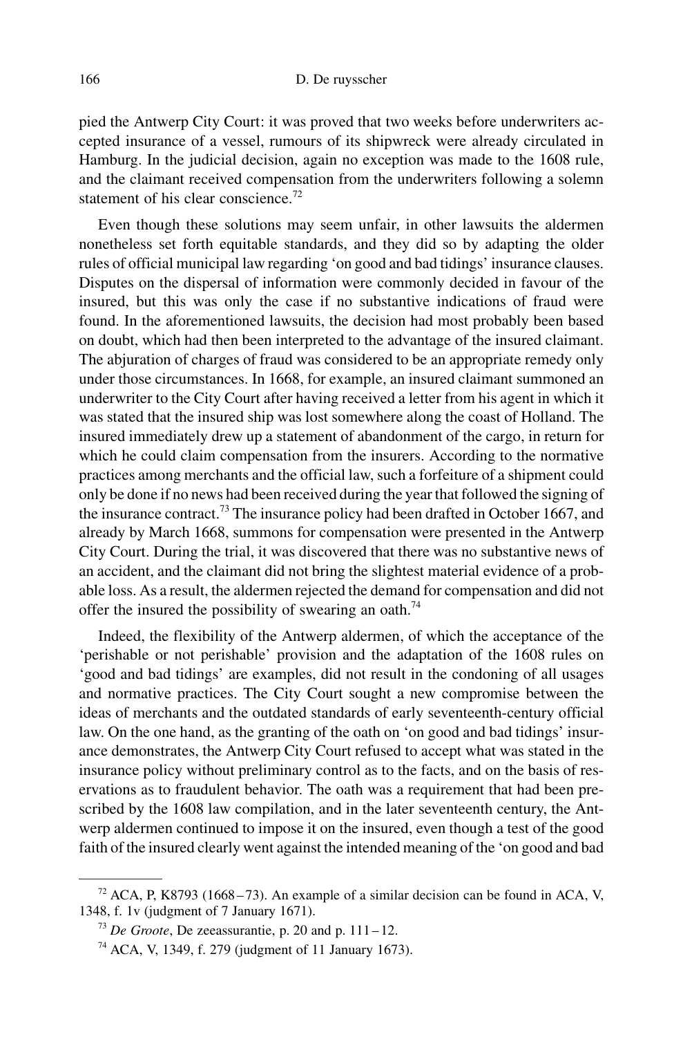pied the Antwerp City Court: it was proved that two weeks before underwriters accepted insurance of a vessel, rumours of its shipwreck were already circulated in Hamburg. In the judicial decision, again no exception was made to the 1608 rule, and the claimant received compensation from the underwriters following a solemn statement of his clear conscience.[72]

Even though these solutions may seem unfair, in other lawsuits the aldermen nonetheless set forth equitable standards, and they did so by adapting the older rules of official municipal law regarding 'on good and bad tidings' insurance clauses. Disputes on the dispersal of information were commonly decided in favour of the insured, but this was only the case if no substantive indications of fraud were found. In the aforementioned lawsuits, the decision had most probably been based on doubt, which had then been interpreted to the advantage of the insured claimant. The abjuration of charges of fraud was considered to be an appropriate remedy only under those circumstances. In 1668, for example, an insured claimant summoned an underwriter to the City Court after having received a letter from his agent in which it was stated that the insured ship was lost somewhere along the coast of Holland. The insured immediately drew up a statement of abandonment of the cargo, in return for which he could claim compensation from the insurers. According to the normative practices among merchants and the official law, such a forfeiture of a shipment could only be done if no news had been received during the year that followed the signing of the insurance contract.[73] The insurance policy had been drafted in October 1667, and already by March 1668, summons for compensation were presented in the Antwerp City Court. During the trial, it was discovered that there was no substantive news of an accident, and the claimant did not bring the slightest material evidence of a probable loss. As a result, the aldermen rejected the demand for compensation and did not offer the insured the possibility of swearing an oath.[74]

Indeed, the flexibility of the Antwerp aldermen, of which the acceptance of the 'perishable or not perishable' provision and the adaptation of the 1608 rules on 'good and bad tidings' are examples, did not result in the condoning of all usages and normative practices. The City Court sought a new compromise between the ideas of merchants and the outdated standards of early seventeenth-century official law. On the one hand, as the granting of the oath on 'on good and bad tidings' insurance demonstrates, the Antwerp City Court refused to accept what was stated in the insurance policy without preliminary control as to the facts, and on the basis of reservations as to fraudulent behavior. The oath was a requirement that had been prescribed by the 1608 law compilation, and in the later seventeenth century, the Antwerp aldermen continued to impose it on the insured, even though a test of the good faith of the insured clearly went against the intended meaning of the 'on good and bad

---

[72] ACA, P, K8793 (1668–73). An example of a similar decision can be found in ACA, V, 1348, f. 1v (judgment of 7 January 1671).

[73] *De Groote*, De zeeassurantie, p. 20 and p. 111–12.

[74] ACA, V, 1349, f. 279 (judgment of 11 January 1673).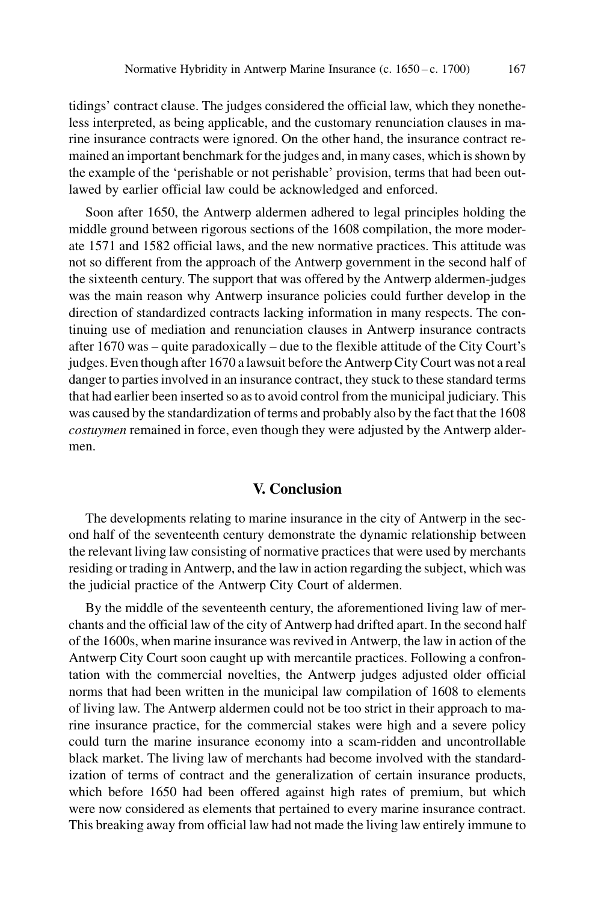tidings' contract clause. The judges considered the official law, which they nonetheless interpreted, as being applicable, and the customary renunciation clauses in marine insurance contracts were ignored. On the other hand, the insurance contract remained an important benchmark for the judges and, in many cases, which is shown by the example of the 'perishable or not perishable' provision, terms that had been outlawed by earlier official law could be acknowledged and enforced.

Soon after 1650, the Antwerp aldermen adhered to legal principles holding the middle ground between rigorous sections of the 1608 compilation, the more moderate 1571 and 1582 official laws, and the new normative practices. This attitude was not so different from the approach of the Antwerp government in the second half of the sixteenth century. The support that was offered by the Antwerp aldermen-judges was the main reason why Antwerp insurance policies could further develop in the direction of standardized contracts lacking information in many respects. The continuing use of mediation and renunciation clauses in Antwerp insurance contracts after 1670 was – quite paradoxically – due to the flexible attitude of the City Court's judges. Even though after 1670 a lawsuit before the Antwerp City Court was not a real danger to parties involved in an insurance contract, they stuck to these standard terms that had earlier been inserted so as to avoid control from the municipal judiciary. This was caused by the standardization of terms and probably also by the fact that the 1608 *costuymen* remained in force, even though they were adjusted by the Antwerp aldermen.

## V. Conclusion

The developments relating to marine insurance in the city of Antwerp in the second half of the seventeenth century demonstrate the dynamic relationship between the relevant living law consisting of normative practices that were used by merchants residing or trading in Antwerp, and the law in action regarding the subject, which was the judicial practice of the Antwerp City Court of aldermen.

By the middle of the seventeenth century, the aforementioned living law of merchants and the official law of the city of Antwerp had drifted apart. In the second half of the 1600s, when marine insurance was revived in Antwerp, the law in action of the Antwerp City Court soon caught up with mercantile practices. Following a confrontation with the commercial novelties, the Antwerp judges adjusted older official norms that had been written in the municipal law compilation of 1608 to elements of living law. The Antwerp aldermen could not be too strict in their approach to marine insurance practice, for the commercial stakes were high and a severe policy could turn the marine insurance economy into a scam-ridden and uncontrollable black market. The living law of merchants had become involved with the standardization of terms of contract and the generalization of certain insurance products, which before 1650 had been offered against high rates of premium, but which were now considered as elements that pertained to every marine insurance contract. This breaking away from official law had not made the living law entirely immune to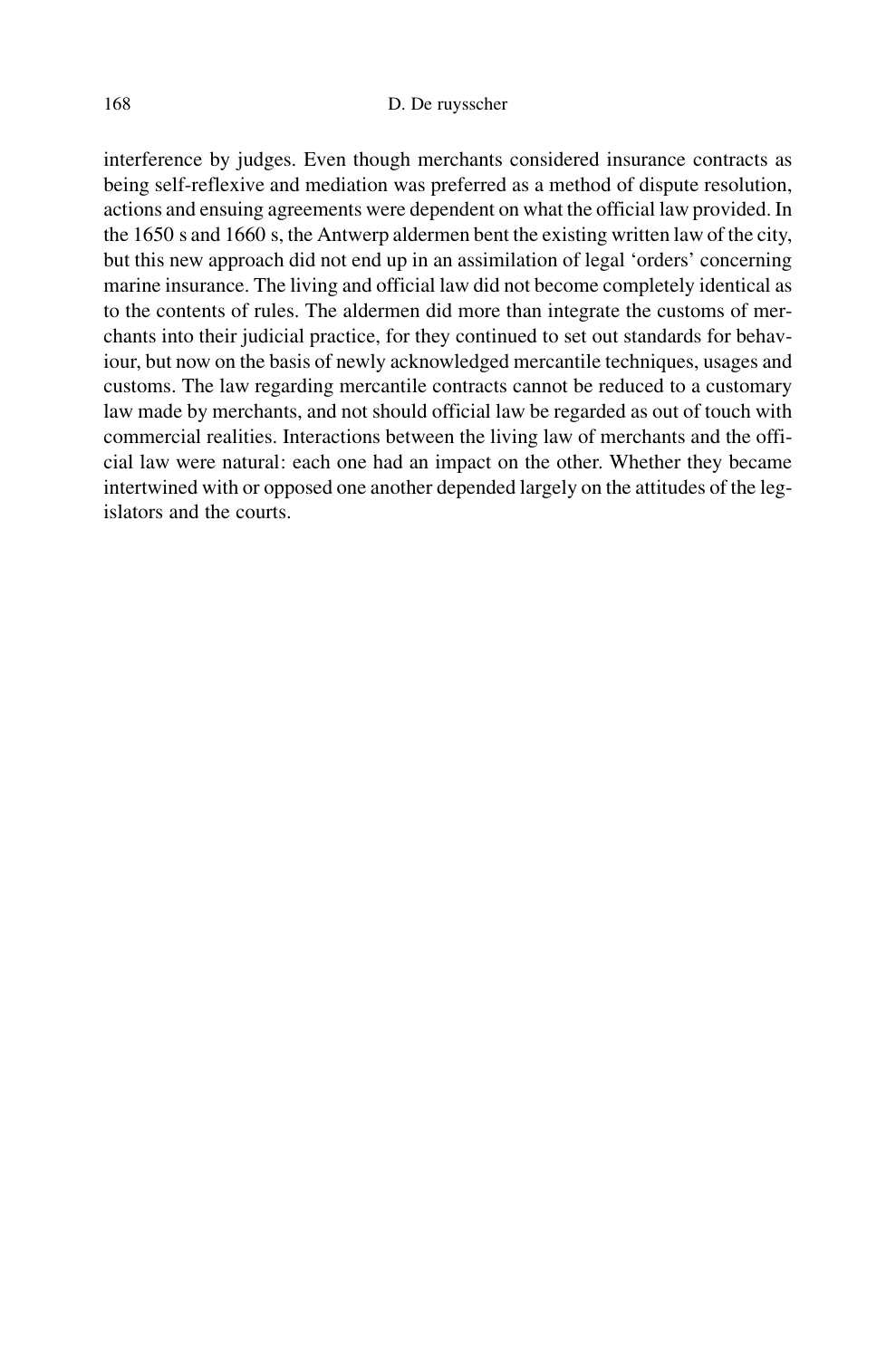interference by judges. Even though merchants considered insurance contracts as being self-reflexive and mediation was preferred as a method of dispute resolution, actions and ensuing agreements were dependent on what the official law provided. In the 1650 s and 1660 s, the Antwerp aldermen bent the existing written law of the city, but this new approach did not end up in an assimilation of legal 'orders' concerning marine insurance. The living and official law did not become completely identical as to the contents of rules. The aldermen did more than integrate the customs of merchants into their judicial practice, for they continued to set out standards for behaviour, but now on the basis of newly acknowledged mercantile techniques, usages and customs. The law regarding mercantile contracts cannot be reduced to a customary law made by merchants, and not should official law be regarded as out of touch with commercial realities. Interactions between the living law of merchants and the official law were natural: each one had an impact on the other. Whether they became intertwined with or opposed one another depended largely on the attitudes of the legislators and the courts.